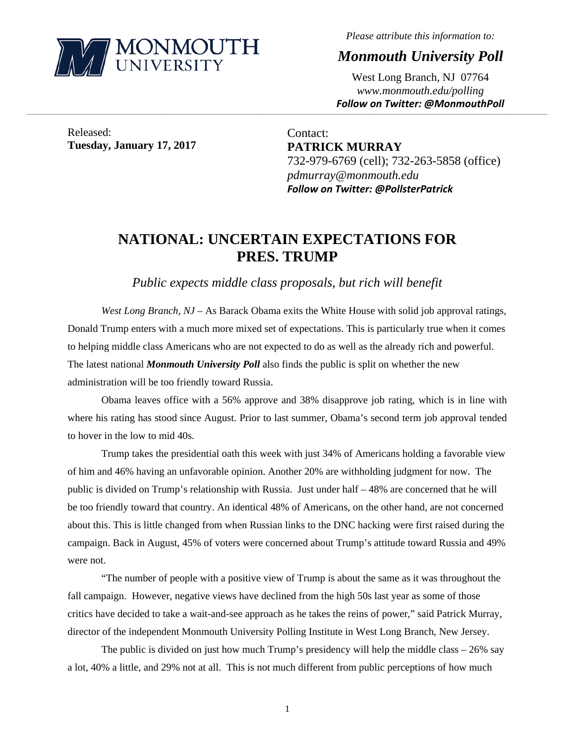*Please attribute this information to:*

***Monmouth University Poll***

West Long Branch, NJ 07764
*www.monmouth.edu/polling*
***Follow on Twitter: @MonmouthPoll***

Released:
**Tuesday, January 17, 2017**

Contact:
**PATRICK MURRAY**
732-979-6769 (cell); 732-263-5858 (office)
*pdmurray@monmouth.edu*
***Follow on Twitter: @PollsterPatrick***

# NATIONAL: UNCERTAIN EXPECTATIONS FOR PRES. TRUMP

*Public expects middle class proposals, but rich will benefit*

*West Long Branch, NJ* – As Barack Obama exits the White House with solid job approval ratings, Donald Trump enters with a much more mixed set of expectations. This is particularly true when it comes to helping middle class Americans who are not expected to do as well as the already rich and powerful. The latest national ***Monmouth University Poll*** also finds the public is split on whether the new administration will be too friendly toward Russia.

Obama leaves office with a 56% approve and 38% disapprove job rating, which is in line with where his rating has stood since August. Prior to last summer, Obama's second term job approval tended to hover in the low to mid 40s.

Trump takes the presidential oath this week with just 34% of Americans holding a favorable view of him and 46% having an unfavorable opinion. Another 20% are withholding judgment for now. The public is divided on Trump's relationship with Russia. Just under half – 48% are concerned that he will be too friendly toward that country. An identical 48% of Americans, on the other hand, are not concerned about this. This is little changed from when Russian links to the DNC hacking were first raised during the campaign. Back in August, 45% of voters were concerned about Trump's attitude toward Russia and 49% were not.

"The number of people with a positive view of Trump is about the same as it was throughout the fall campaign. However, negative views have declined from the high 50s last year as some of those critics have decided to take a wait-and-see approach as he takes the reins of power," said Patrick Murray, director of the independent Monmouth University Polling Institute in West Long Branch, New Jersey.

The public is divided on just how much Trump's presidency will help the middle class – 26% say a lot, 40% a little, and 29% not at all. This is not much different from public perceptions of how much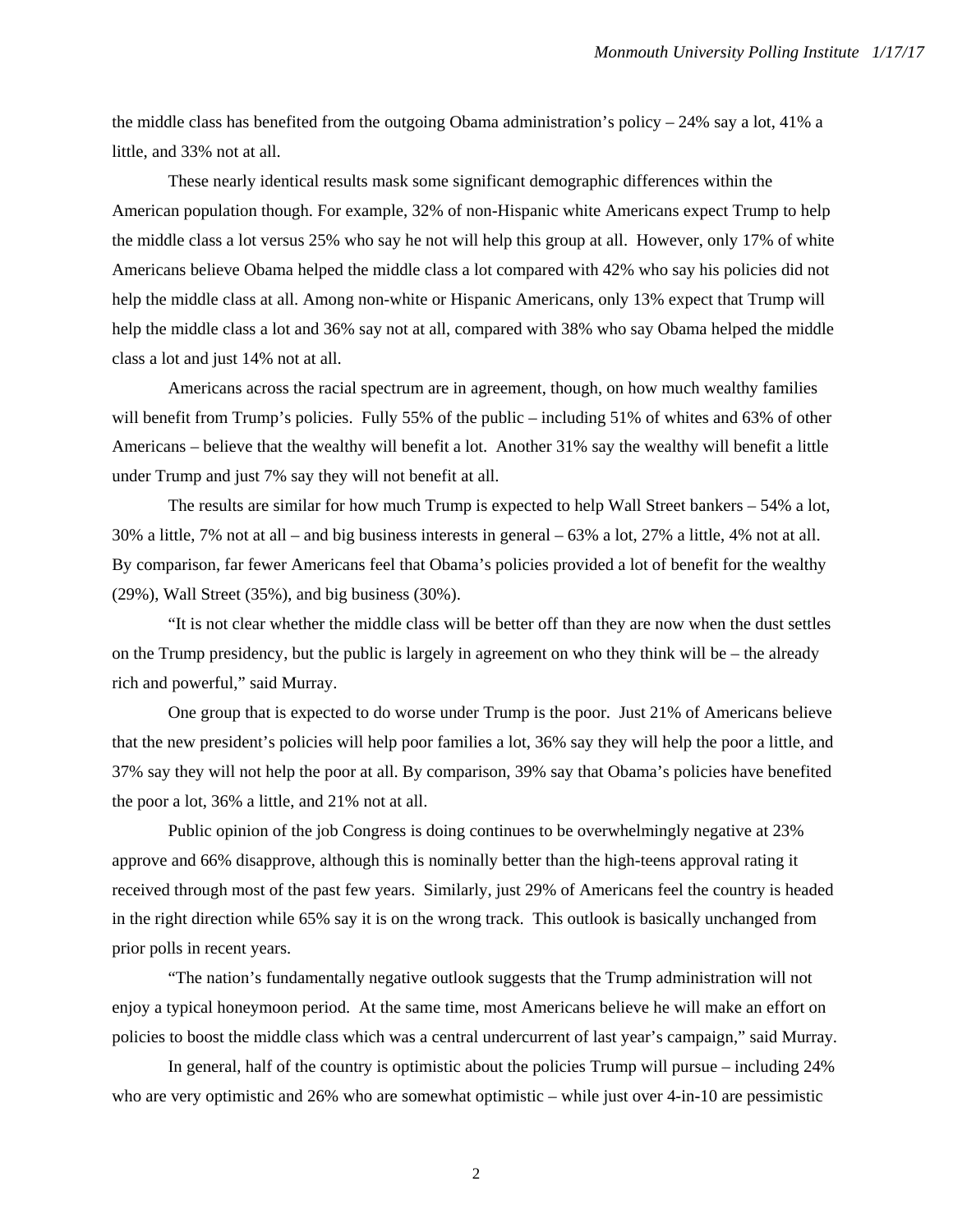the middle class has benefited from the outgoing Obama administration's policy – 24% say a lot, 41% a little, and 33% not at all.

These nearly identical results mask some significant demographic differences within the American population though. For example, 32% of non-Hispanic white Americans expect Trump to help the middle class a lot versus 25% who say he not will help this group at all. However, only 17% of white Americans believe Obama helped the middle class a lot compared with 42% who say his policies did not help the middle class at all. Among non-white or Hispanic Americans, only 13% expect that Trump will help the middle class a lot and 36% say not at all, compared with 38% who say Obama helped the middle class a lot and just 14% not at all.

Americans across the racial spectrum are in agreement, though, on how much wealthy families will benefit from Trump's policies. Fully 55% of the public – including 51% of whites and 63% of other Americans – believe that the wealthy will benefit a lot. Another 31% say the wealthy will benefit a little under Trump and just 7% say they will not benefit at all.

The results are similar for how much Trump is expected to help Wall Street bankers – 54% a lot, 30% a little, 7% not at all – and big business interests in general – 63% a lot, 27% a little, 4% not at all. By comparison, far fewer Americans feel that Obama's policies provided a lot of benefit for the wealthy (29%), Wall Street (35%), and big business (30%).

"It is not clear whether the middle class will be better off than they are now when the dust settles on the Trump presidency, but the public is largely in agreement on who they think will be – the already rich and powerful," said Murray.

One group that is expected to do worse under Trump is the poor. Just 21% of Americans believe that the new president's policies will help poor families a lot, 36% say they will help the poor a little, and 37% say they will not help the poor at all. By comparison, 39% say that Obama's policies have benefited the poor a lot, 36% a little, and 21% not at all.

Public opinion of the job Congress is doing continues to be overwhelmingly negative at 23% approve and 66% disapprove, although this is nominally better than the high-teens approval rating it received through most of the past few years. Similarly, just 29% of Americans feel the country is headed in the right direction while 65% say it is on the wrong track. This outlook is basically unchanged from prior polls in recent years.

"The nation's fundamentally negative outlook suggests that the Trump administration will not enjoy a typical honeymoon period. At the same time, most Americans believe he will make an effort on policies to boost the middle class which was a central undercurrent of last year's campaign," said Murray.

In general, half of the country is optimistic about the policies Trump will pursue – including 24% who are very optimistic and 26% who are somewhat optimistic – while just over 4-in-10 are pessimistic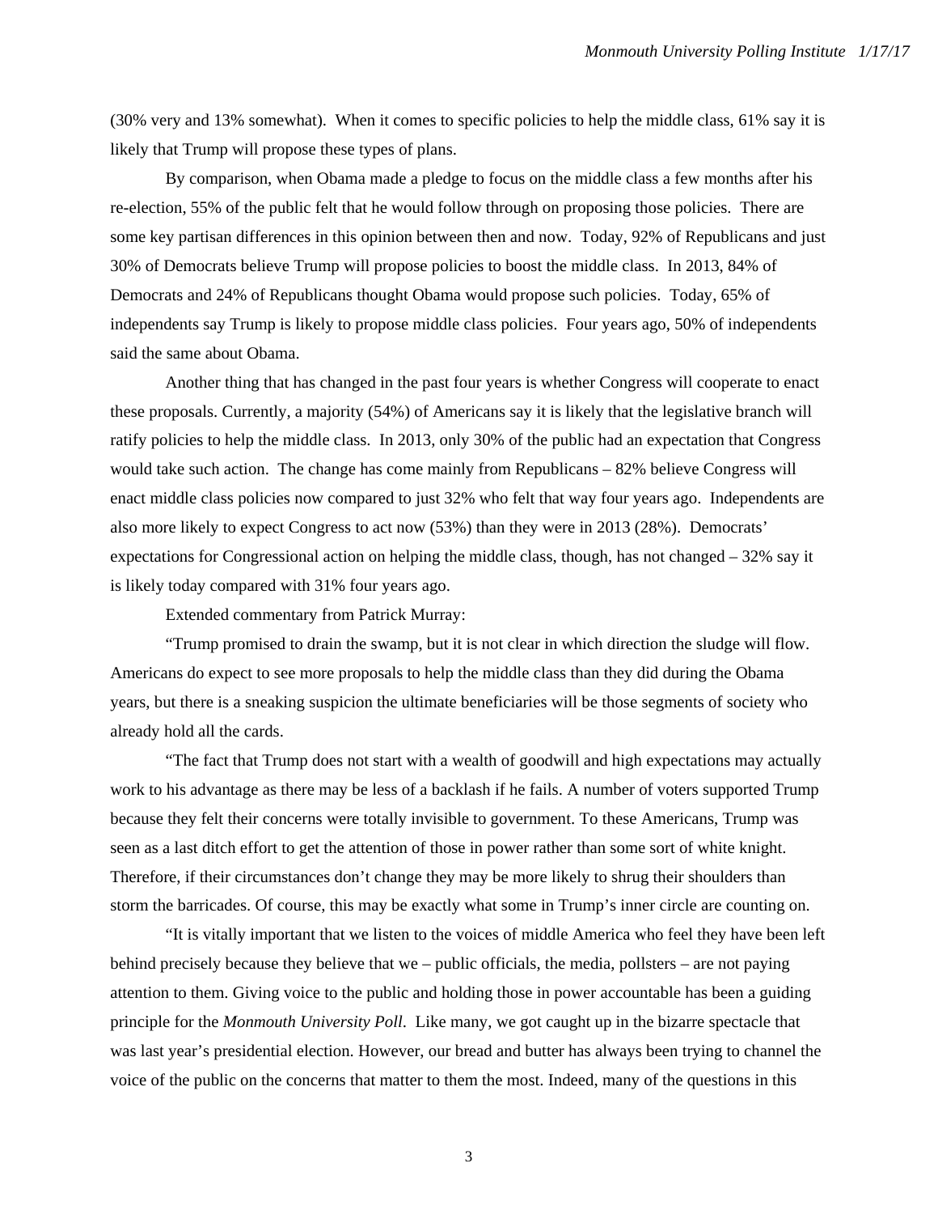(30% very and 13% somewhat). When it comes to specific policies to help the middle class, 61% say it is likely that Trump will propose these types of plans.

By comparison, when Obama made a pledge to focus on the middle class a few months after his re-election, 55% of the public felt that he would follow through on proposing those policies. There are some key partisan differences in this opinion between then and now. Today, 92% of Republicans and just 30% of Democrats believe Trump will propose policies to boost the middle class. In 2013, 84% of Democrats and 24% of Republicans thought Obama would propose such policies. Today, 65% of independents say Trump is likely to propose middle class policies. Four years ago, 50% of independents said the same about Obama.

Another thing that has changed in the past four years is whether Congress will cooperate to enact these proposals. Currently, a majority (54%) of Americans say it is likely that the legislative branch will ratify policies to help the middle class. In 2013, only 30% of the public had an expectation that Congress would take such action. The change has come mainly from Republicans – 82% believe Congress will enact middle class policies now compared to just 32% who felt that way four years ago. Independents are also more likely to expect Congress to act now (53%) than they were in 2013 (28%). Democrats' expectations for Congressional action on helping the middle class, though, has not changed – 32% say it is likely today compared with 31% four years ago.

Extended commentary from Patrick Murray:

"Trump promised to drain the swamp, but it is not clear in which direction the sludge will flow. Americans do expect to see more proposals to help the middle class than they did during the Obama years, but there is a sneaking suspicion the ultimate beneficiaries will be those segments of society who already hold all the cards.

"The fact that Trump does not start with a wealth of goodwill and high expectations may actually work to his advantage as there may be less of a backlash if he fails. A number of voters supported Trump because they felt their concerns were totally invisible to government. To these Americans, Trump was seen as a last ditch effort to get the attention of those in power rather than some sort of white knight. Therefore, if their circumstances don't change they may be more likely to shrug their shoulders than storm the barricades. Of course, this may be exactly what some in Trump's inner circle are counting on.

"It is vitally important that we listen to the voices of middle America who feel they have been left behind precisely because they believe that we – public officials, the media, pollsters – are not paying attention to them. Giving voice to the public and holding those in power accountable has been a guiding principle for the *Monmouth University Poll*. Like many, we got caught up in the bizarre spectacle that was last year's presidential election. However, our bread and butter has always been trying to channel the voice of the public on the concerns that matter to them the most. Indeed, many of the questions in this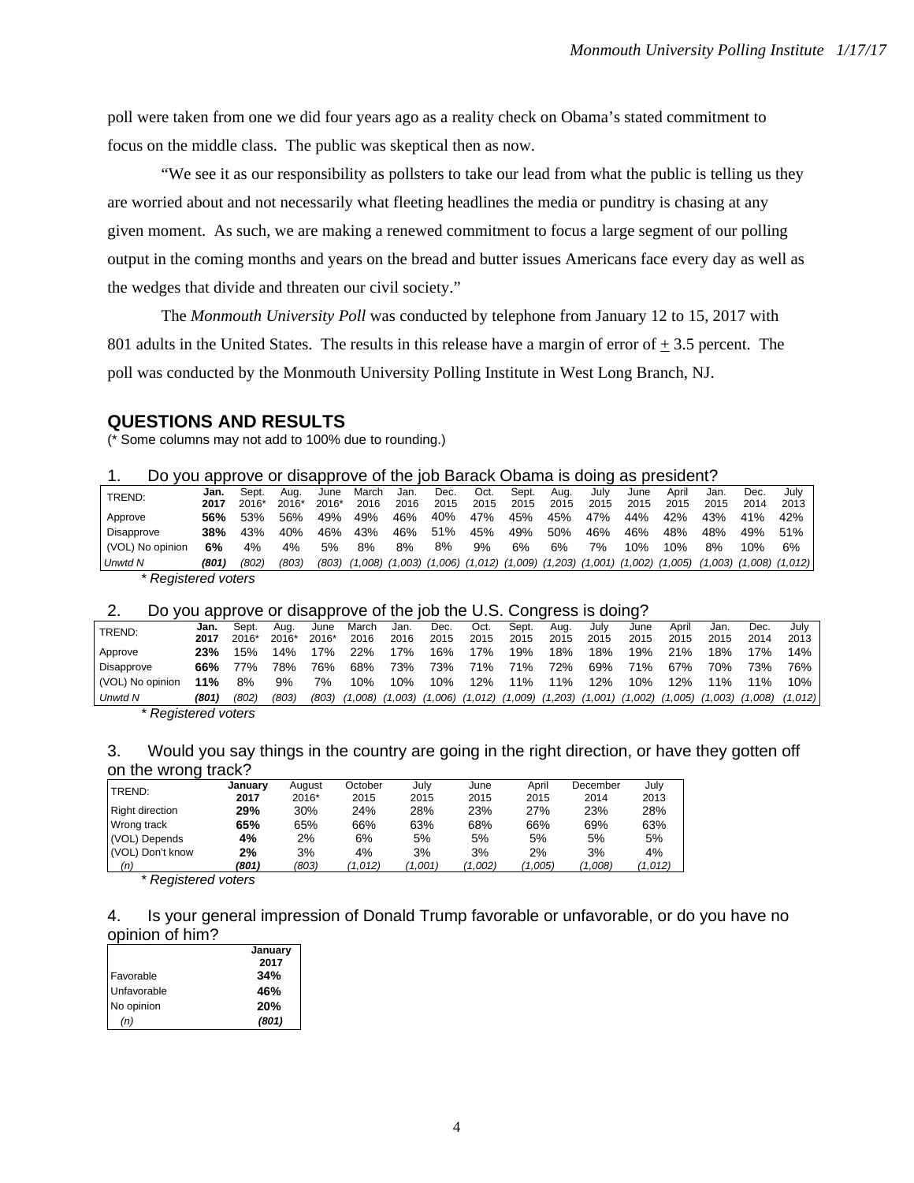poll were taken from one we did four years ago as a reality check on Obama's stated commitment to focus on the middle class. The public was skeptical then as now.

"We see it as our responsibility as pollsters to take our lead from what the public is telling us they are worried about and not necessarily what fleeting headlines the media or punditry is chasing at any given moment. As such, we are making a renewed commitment to focus a large segment of our polling output in the coming months and years on the bread and butter issues Americans face every day as well as the wedges that divide and threaten our civil society."

The *Monmouth University Poll* was conducted by telephone from January 12 to 15, 2017 with 801 adults in the United States. The results in this release have a margin of error of ± 3.5 percent. The poll was conducted by the Monmouth University Polling Institute in West Long Branch, NJ.

## QUESTIONS AND RESULTS

(* Some columns may not add to 100% due to rounding.)

1. Do you approve or disapprove of the job Barack Obama is doing as president?

| TREND: | Jan. 2017 | Sept. 2016* | Aug. 2016* | June 2016* | March 2016 | Jan. 2016 | Dec. 2015 | Oct. 2015 | Sept. 2015 | Aug. 2015 | July 2015 | June 2015 | April 2015 | Jan. 2015 | Dec. 2014 | July 2013 |
|---|---|---|---|---|---|---|---|---|---|---|---|---|---|---|---|---|
| Approve | **56%** | 53% | 56% | 49% | 49% | 46% | 40% | 47% | 45% | 45% | 47% | 44% | 42% | 43% | 41% | 42% |
| Disapprove | **38%** | 43% | 40% | 46% | 43% | 46% | 51% | 45% | 49% | 50% | 46% | 46% | 48% | 48% | 49% | 51% |
| (VOL) No opinion | **6%** | 4% | 4% | 5% | 8% | 8% | 8% | 9% | 6% | 6% | 7% | 10% | 10% | 8% | 10% | 6% |
| *Unwtd N* | ***(801)*** | *(802)* | *(803)* | *(803)* | *(1,008)* | *(1,003)* | *(1,006)* | *(1,012)* | *(1,009)* | *(1,203)* | *(1,001)* | *(1,002)* | *(1,005)* | *(1,003)* | *(1,008)* | *(1,012)* |

*\* Registered voters*

2. Do you approve or disapprove of the job the U.S. Congress is doing?

| TREND: | Jan. 2017 | Sept. 2016* | Aug. 2016* | June 2016* | March 2016 | Jan. 2016 | Dec. 2015 | Oct. 2015 | Sept. 2015 | Aug. 2015 | July 2015 | June 2015 | April 2015 | Jan. 2015 | Dec. 2014 | July 2013 |
|---|---|---|---|---|---|---|---|---|---|---|---|---|---|---|---|---|
| Approve | **23%** | 15% | 14% | 17% | 22% | 17% | 16% | 17% | 19% | 18% | 18% | 19% | 21% | 18% | 17% | 14% |
| Disapprove | **66%** | 77% | 78% | 76% | 68% | 73% | 73% | 71% | 71% | 72% | 69% | 71% | 67% | 70% | 73% | 76% |
| (VOL) No opinion | **11%** | 8% | 9% | 7% | 10% | 10% | 10% | 12% | 11% | 11% | 12% | 10% | 12% | 11% | 11% | 10% |
| *Unwtd N* | ***(801)*** | *(802)* | *(803)* | *(803)* | *(1,008)* | *(1,003)* | *(1,006)* | *(1,012)* | *(1,009)* | *(1,203)* | *(1,001)* | *(1,002)* | *(1,005)* | *(1,003)* | *(1,008)* | *(1,012)* |

*\* Registered voters*

3. Would you say things in the country are going in the right direction, or have they gotten off on the wrong track?

| TREND: | January 2017 | August 2016* | October 2015 | July 2015 | June 2015 | April 2015 | December 2014 | July 2013 |
|---|---|---|---|---|---|---|---|---|
| Right direction | **29%** | 30% | 24% | 28% | 23% | 27% | 23% | 28% |
| Wrong track | **65%** | 65% | 66% | 63% | 68% | 66% | 69% | 63% |
| (VOL) Depends | **4%** | 2% | 6% | 5% | 5% | 5% | 5% | 5% |
| (VOL) Don't know | **2%** | 3% | 4% | 3% | 3% | 2% | 3% | 4% |
| *(n)* | ***(801)*** | *(803)* | *(1,012)* | *(1,001)* | *(1,002)* | *(1,005)* | *(1,008)* | *(1,012)* |

*\* Registered voters*

4. Is your general impression of Donald Trump favorable or unfavorable, or do you have no opinion of him?

| | January 2017 |
|---|---|
| Favorable | **34%** |
| Unfavorable | **46%** |
| No opinion | **20%** |
| *(n)* | ***(801)*** |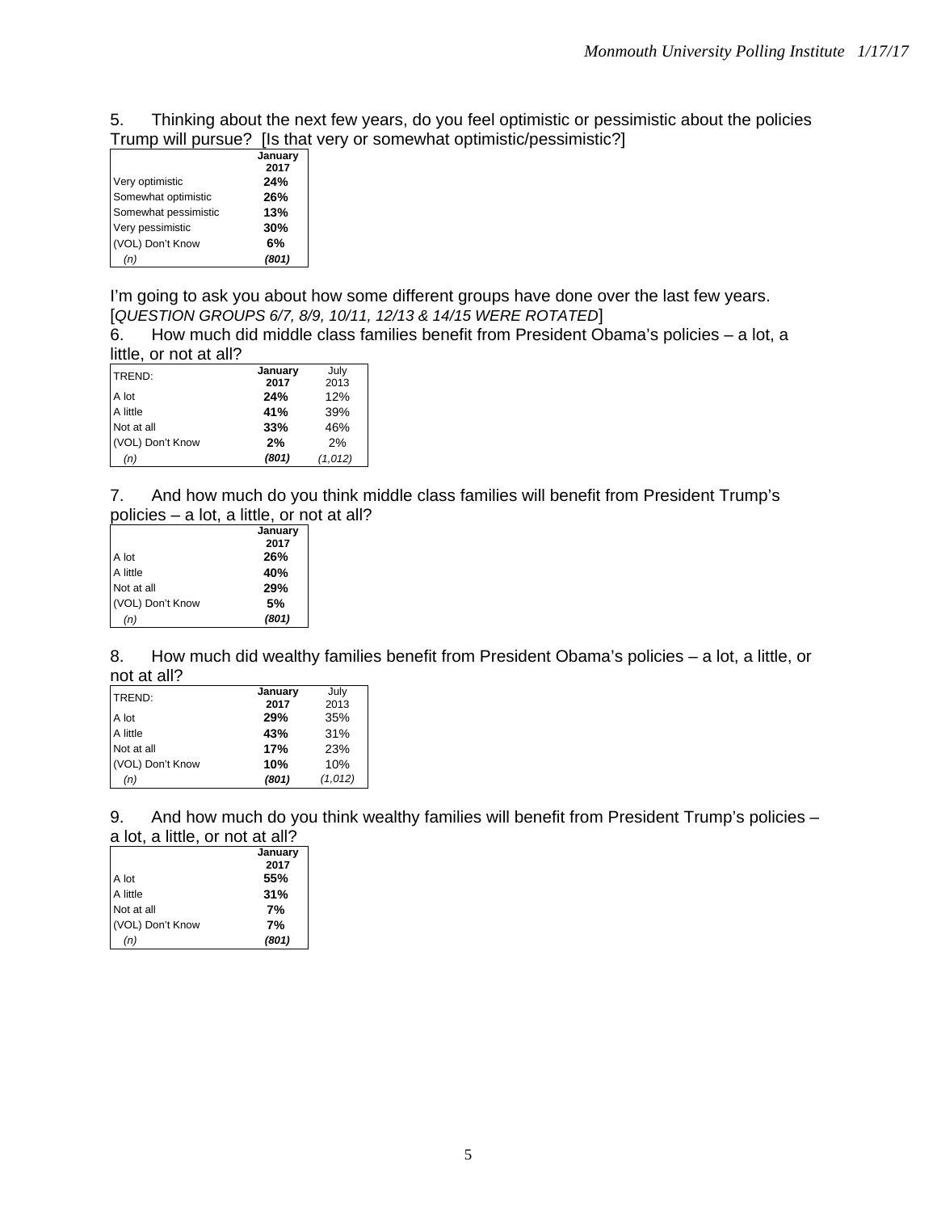5. Thinking about the next few years, do you feel optimistic or pessimistic about the policies Trump will pursue? [Is that very or somewhat optimistic/pessimistic?]

| | January 2017 |
|---|---|
| Very optimistic | **24%** |
| Somewhat optimistic | **26%** |
| Somewhat pessimistic | **13%** |
| Very pessimistic | **30%** |
| (VOL) Don't Know | **6%** |
| *(n)* | ***(801)*** |

I'm going to ask you about how some different groups have done over the last few years. [*QUESTION GROUPS 6/7, 8/9, 10/11, 12/13 & 14/15 WERE ROTATED*]

6. How much did middle class families benefit from President Obama's policies – a lot, a little, or not at all?

| TREND: | January 2017 | July 2013 |
|---|---|---|
| A lot | **24%** | 12% |
| A little | **41%** | 39% |
| Not at all | **33%** | 46% |
| (VOL) Don't Know | **2%** | 2% |
| *(n)* | ***(801)*** | *(1,012)* |

7. And how much do you think middle class families will benefit from President Trump's policies – a lot, a little, or not at all?

| | January 2017 |
|---|---|
| A lot | **26%** |
| A little | **40%** |
| Not at all | **29%** |
| (VOL) Don't Know | **5%** |
| *(n)* | ***(801)*** |

8. How much did wealthy families benefit from President Obama's policies – a lot, a little, or not at all?

| TREND: | January 2017 | July 2013 |
|---|---|---|
| A lot | **29%** | 35% |
| A little | **43%** | 31% |
| Not at all | **17%** | 23% |
| (VOL) Don't Know | **10%** | 10% |
| *(n)* | ***(801)*** | *(1,012)* |

9. And how much do you think wealthy families will benefit from President Trump's policies – a lot, a little, or not at all?

| | January 2017 |
|---|---|
| A lot | **55%** |
| A little | **31%** |
| Not at all | **7%** |
| (VOL) Don't Know | **7%** |
| *(n)* | ***(801)*** |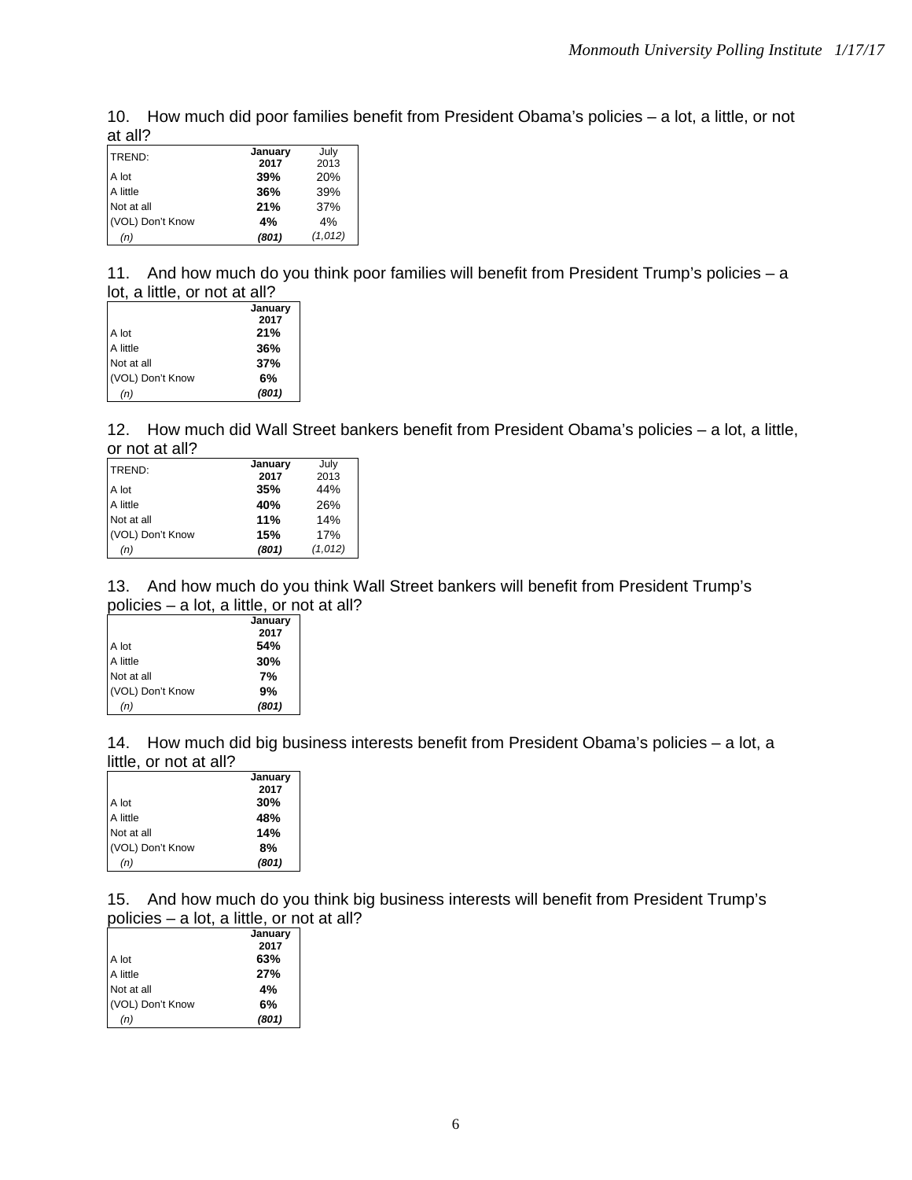10. How much did poor families benefit from President Obama's policies – a lot, a little, or not at all?

| TREND: | January 2017 | July 2013 |
|---|---|---|
| A lot | **39%** | 20% |
| A little | **36%** | 39% |
| Not at all | **21%** | 37% |
| (VOL) Don't Know | **4%** | 4% |
| *(n)* | ***(801)*** | *(1,012)* |

11. And how much do you think poor families will benefit from President Trump's policies – a lot, a little, or not at all?

| | January 2017 |
|---|---|
| A lot | **21%** |
| A little | **36%** |
| Not at all | **37%** |
| (VOL) Don't Know | **6%** |
| *(n)* | ***(801)*** |

12. How much did Wall Street bankers benefit from President Obama's policies – a lot, a little, or not at all?

| TREND: | January 2017 | July 2013 |
|---|---|---|
| A lot | **35%** | 44% |
| A little | **40%** | 26% |
| Not at all | **11%** | 14% |
| (VOL) Don't Know | **15%** | 17% |
| *(n)* | ***(801)*** | *(1,012)* |

13. And how much do you think Wall Street bankers will benefit from President Trump's policies – a lot, a little, or not at all?

| | January 2017 |
|---|---|
| A lot | **54%** |
| A little | **30%** |
| Not at all | **7%** |
| (VOL) Don't Know | **9%** |
| *(n)* | ***(801)*** |

14. How much did big business interests benefit from President Obama's policies – a lot, a little, or not at all?

| | January 2017 |
|---|---|
| A lot | **30%** |
| A little | **48%** |
| Not at all | **14%** |
| (VOL) Don't Know | **8%** |
| *(n)* | ***(801)*** |

15. And how much do you think big business interests will benefit from President Trump's policies – a lot, a little, or not at all?

| | January 2017 |
|---|---|
| A lot | **63%** |
| A little | **27%** |
| Not at all | **4%** |
| (VOL) Don't Know | **6%** |
| *(n)* | ***(801)*** |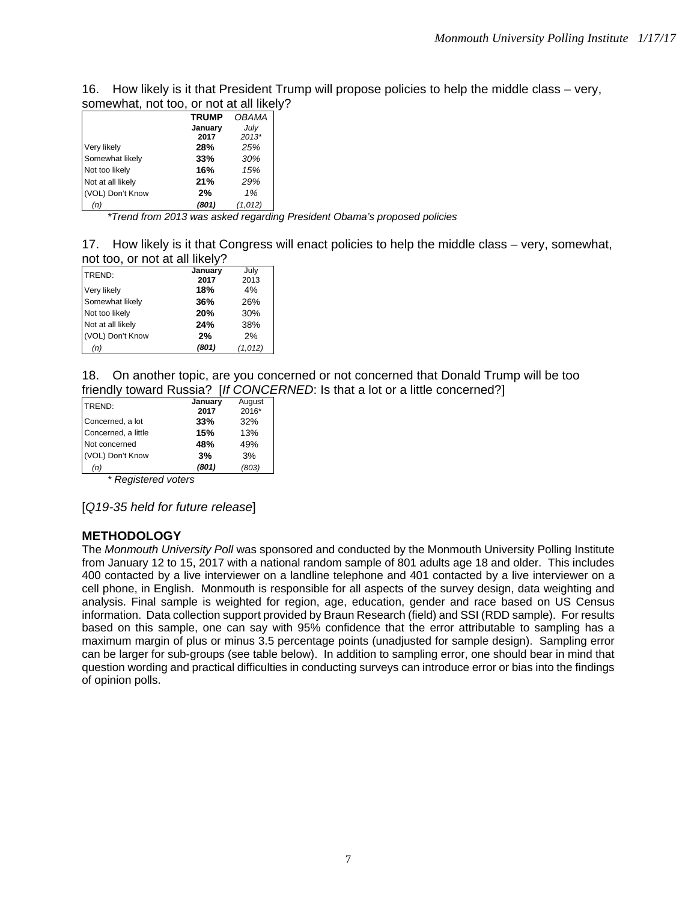16. How likely is it that President Trump will propose policies to help the middle class – very, somewhat, not too, or not at all likely?

| | **TRUMP** January 2017 | *OBAMA* *July 2013** |
|---|---|---|
| Very likely | **28%** | *25%* |
| Somewhat likely | **33%** | *30%* |
| Not too likely | **16%** | *15%* |
| Not at all likely | **21%** | *29%* |
| (VOL) Don't Know | **2%** | *1%* |
| *(n)* | ***(801)*** | *(1,012)* |

*\*Trend from 2013 was asked regarding President Obama's proposed policies*

17. How likely is it that Congress will enact policies to help the middle class – very, somewhat, not too, or not at all likely?

| TREND: | **January 2017** | July 2013 |
|---|---|---|
| Very likely | **18%** | 4% |
| Somewhat likely | **36%** | 26% |
| Not too likely | **20%** | 30% |
| Not at all likely | **24%** | 38% |
| (VOL) Don't Know | **2%** | 2% |
| *(n)* | ***(801)*** | *(1,012)* |

18. On another topic, are you concerned or not concerned that Donald Trump will be too friendly toward Russia? [*If CONCERNED*: Is that a lot or a little concerned?]

| TREND: | **January 2017** | August 2016* |
|---|---|---|
| Concerned, a lot | **33%** | 32% |
| Concerned, a little | **15%** | 13% |
| Not concerned | **48%** | 49% |
| (VOL) Don't Know | **3%** | 3% |
| *(n)* | ***(801)*** | *(803)* |

*\* Registered voters*

[*Q19-35 held for future release*]

## METHODOLOGY

The *Monmouth University Poll* was sponsored and conducted by the Monmouth University Polling Institute from January 12 to 15, 2017 with a national random sample of 801 adults age 18 and older. This includes 400 contacted by a live interviewer on a landline telephone and 401 contacted by a live interviewer on a cell phone, in English. Monmouth is responsible for all aspects of the survey design, data weighting and analysis. Final sample is weighted for region, age, education, gender and race based on US Census information. Data collection support provided by Braun Research (field) and SSI (RDD sample). For results based on this sample, one can say with 95% confidence that the error attributable to sampling has a maximum margin of plus or minus 3.5 percentage points (unadjusted for sample design). Sampling error can be larger for sub-groups (see table below). In addition to sampling error, one should bear in mind that question wording and practical difficulties in conducting surveys can introduce error or bias into the findings of opinion polls.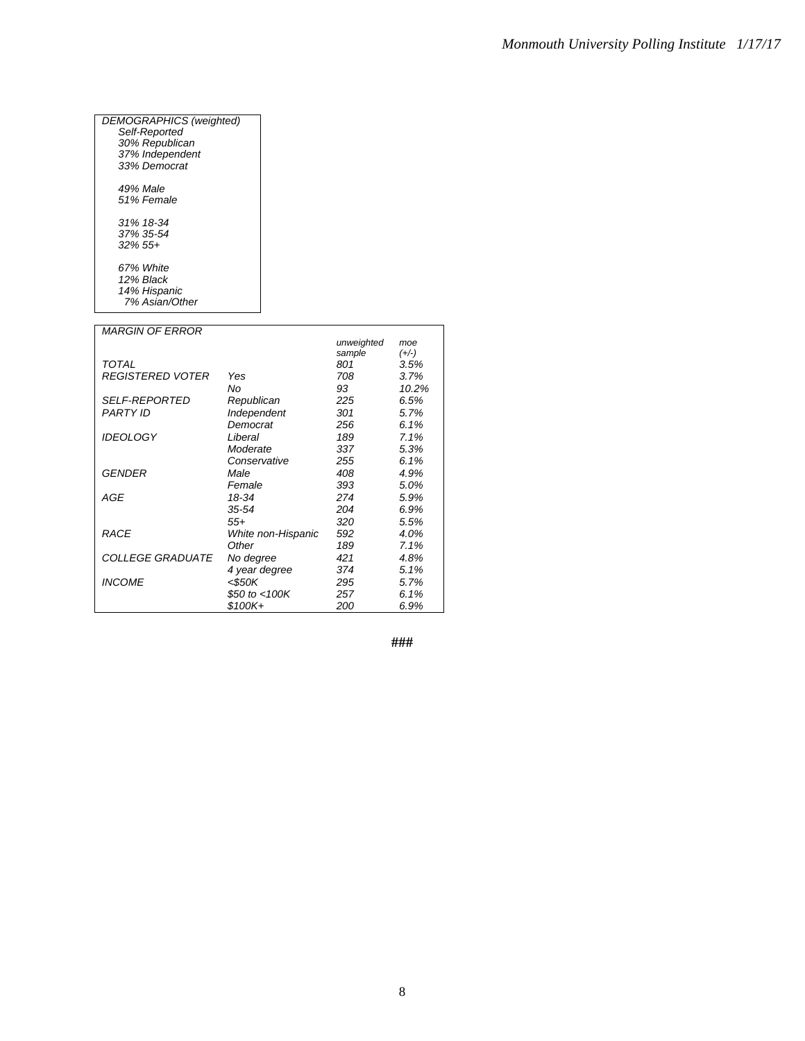*DEMOGRAPHICS (weighted)*
*Self-Reported*
*30% Republican*
*37% Independent*
*33% Democrat*

*49% Male*
*51% Female*

*31% 18-34*
*37% 35-54*
*32% 55+*

*67% White*
*12% Black*
*14% Hispanic*
*7% Asian/Other*

| *MARGIN OF ERROR* | | *unweighted sample* | *moe (+/-)* |
|---|---|---|---|
| *TOTAL* | | *801* | *3.5%* |
| *REGISTERED VOTER* | *Yes* | *708* | *3.7%* |
| | *No* | *93* | *10.2%* |
| *SELF-REPORTED PARTY ID* | *Republican* | *225* | *6.5%* |
| | *Independent* | *301* | *5.7%* |
| | *Democrat* | *256* | *6.1%* |
| *IDEOLOGY* | *Liberal* | *189* | *7.1%* |
| | *Moderate* | *337* | *5.3%* |
| | *Conservative* | *255* | *6.1%* |
| *GENDER* | *Male* | *408* | *4.9%* |
| | *Female* | *393* | *5.0%* |
| *AGE* | *18-34* | *274* | *5.9%* |
| | *35-54* | *204* | *6.9%* |
| | *55+* | *320* | *5.5%* |
| *RACE* | *White non-Hispanic* | *592* | *4.0%* |
| | *Other* | *189* | *7.1%* |
| *COLLEGE GRADUATE* | *No degree* | *421* | *4.8%* |
| | *4 year degree* | *374* | *5.1%* |
| *INCOME* | *<$50K* | *295* | *5.7%* |
| | *$50 to <100K* | *257* | *6.1%* |
| | *$100K+* | *200* | *6.9%* |

###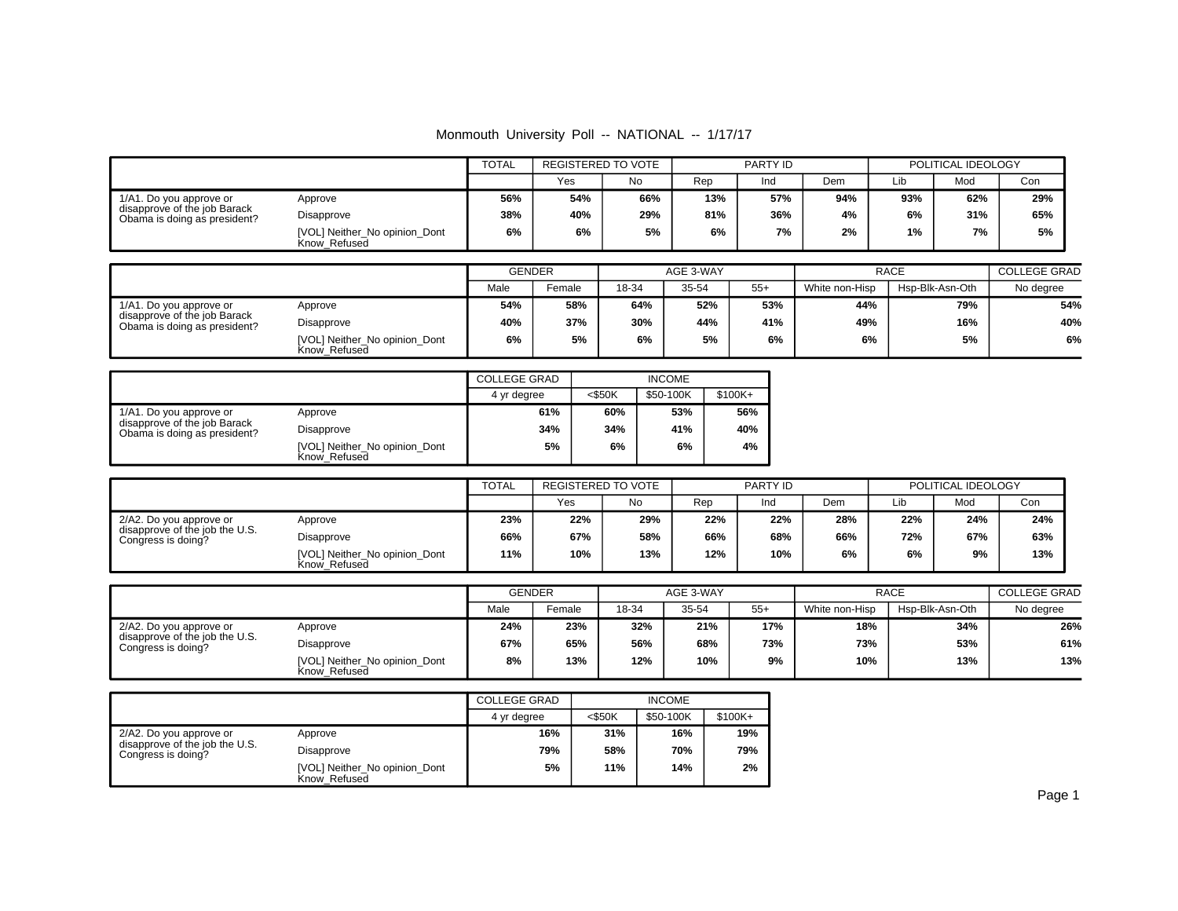Monmouth University Poll -- NATIONAL -- 1/17/17

| | | TOTAL | REGISTERED TO VOTE | | PARTY ID | | | POLITICAL IDEOLOGY | | |
|---|---|---|---|---|---|---|---|---|---|---|
| | | | Yes | No | Rep | Ind | Dem | Lib | Mod | Con |
| 1/A1. Do you approve or disapprove of the job Barack Obama is doing as president? | Approve | **56%** | **54%** | **66%** | **13%** | **57%** | **94%** | **93%** | **62%** | **29%** |
| | Disapprove | **38%** | **40%** | **29%** | **81%** | **36%** | **4%** | **6%** | **31%** | **65%** |
| | [VOL] Neither_No opinion_Dont Know_Refused | **6%** | **6%** | **5%** | **6%** | **7%** | **2%** | **1%** | **7%** | **5%** |

| | | GENDER | | AGE 3-WAY | | | RACE | | COLLEGE GRAD |
|---|---|---|---|---|---|---|---|---|---|
| | | Male | Female | 18-34 | 35-54 | 55+ | White non-Hisp | Hsp-Blk-Asn-Oth | No degree |
| 1/A1. Do you approve or disapprove of the job Barack Obama is doing as president? | Approve | **54%** | **58%** | **64%** | **52%** | **53%** | **44%** | **79%** | **54%** |
| | Disapprove | **40%** | **37%** | **30%** | **44%** | **41%** | **49%** | **16%** | **40%** |
| | [VOL] Neither_No opinion_Dont Know_Refused | **6%** | **5%** | **6%** | **5%** | **6%** | **6%** | **5%** | **6%** |

| | | COLLEGE GRAD | INCOME | | |
|---|---|---|---|---|---|
| | | 4 yr degree | <$50K | $50-100K | $100K+ |
| 1/A1. Do you approve or disapprove of the job Barack Obama is doing as president? | Approve | **61%** | **60%** | **53%** | **56%** |
| | Disapprove | **34%** | **34%** | **41%** | **40%** |
| | [VOL] Neither_No opinion_Dont Know_Refused | **5%** | **6%** | **6%** | **4%** |

| | | TOTAL | REGISTERED TO VOTE | | PARTY ID | | | POLITICAL IDEOLOGY | | |
|---|---|---|---|---|---|---|---|---|---|---|
| | | | Yes | No | Rep | Ind | Dem | Lib | Mod | Con |
| 2/A2. Do you approve or disapprove of the job the U.S. Congress is doing? | Approve | **23%** | **22%** | **29%** | **22%** | **22%** | **28%** | **22%** | **24%** | **24%** |
| | Disapprove | **66%** | **67%** | **58%** | **66%** | **68%** | **66%** | **72%** | **67%** | **63%** |
| | [VOL] Neither_No opinion_Dont Know_Refused | **11%** | **10%** | **13%** | **12%** | **10%** | **6%** | **6%** | **9%** | **13%** |

| | | GENDER | | AGE 3-WAY | | | RACE | | COLLEGE GRAD |
|---|---|---|---|---|---|---|---|---|---|
| | | Male | Female | 18-34 | 35-54 | 55+ | White non-Hisp | Hsp-Blk-Asn-Oth | No degree |
| 2/A2. Do you approve or disapprove of the job the U.S. Congress is doing? | Approve | **24%** | **23%** | **32%** | **21%** | **17%** | **18%** | **34%** | **26%** |
| | Disapprove | **67%** | **65%** | **56%** | **68%** | **73%** | **73%** | **53%** | **61%** |
| | [VOL] Neither_No opinion_Dont Know_Refused | **8%** | **13%** | **12%** | **10%** | **9%** | **10%** | **13%** | **13%** |

| | | COLLEGE GRAD | INCOME | | |
|---|---|---|---|---|---|
| | | 4 yr degree | <$50K | $50-100K | $100K+ |
| 2/A2. Do you approve or disapprove of the job the U.S. Congress is doing? | Approve | **16%** | **31%** | **16%** | **19%** |
| | Disapprove | **79%** | **58%** | **70%** | **79%** |
| | [VOL] Neither_No opinion_Dont Know_Refused | **5%** | **11%** | **14%** | **2%** |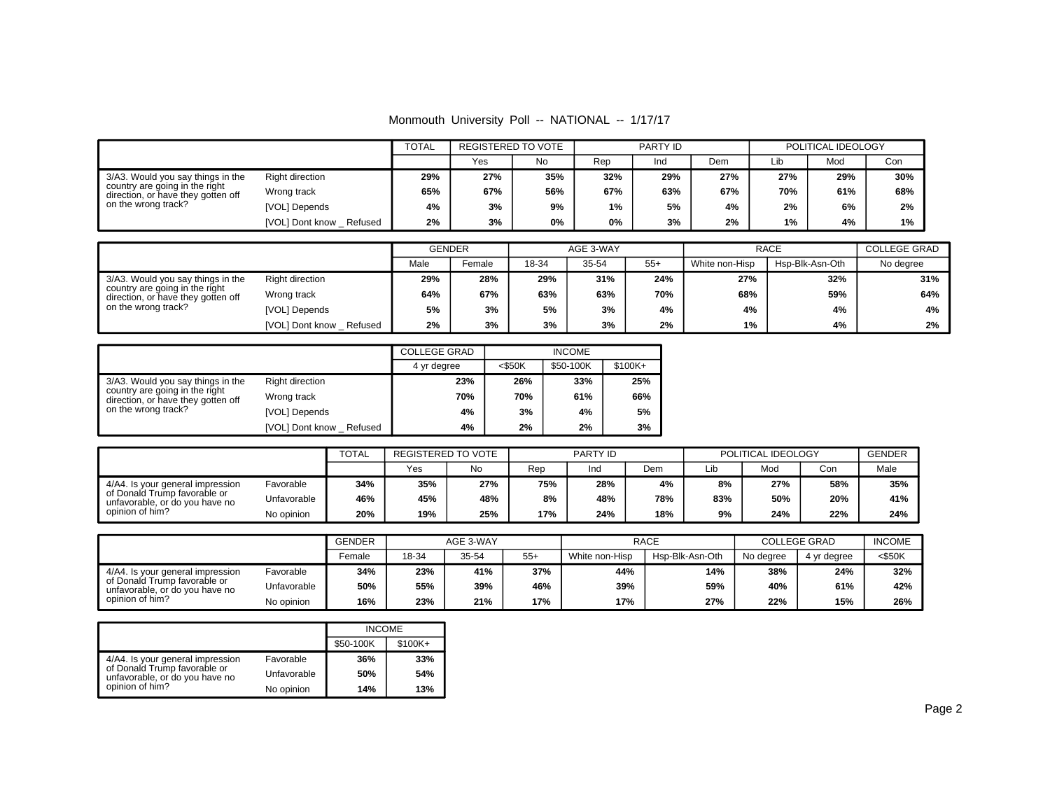Monmouth University Poll -- NATIONAL -- 1/17/17

| | | TOTAL | REGISTERED TO VOTE | | PARTY ID | | | POLITICAL IDEOLOGY | | |
|---|---|---|---|---|---|---|---|---|---|---|
| | | | Yes | No | Rep | Ind | Dem | Lib | Mod | Con |
| 3/A3. Would you say things in the country are going in the right direction, or have they gotten off on the wrong track? | Right direction | 29% | 27% | 35% | 32% | 29% | 27% | 27% | 29% | 30% |
| | Wrong track | 65% | 67% | 56% | 67% | 63% | 67% | 70% | 61% | 68% |
| | [VOL] Depends | 4% | 3% | 9% | 1% | 5% | 4% | 2% | 6% | 2% |
| | [VOL] Dont know _ Refused | 2% | 3% | 0% | 0% | 3% | 2% | 1% | 4% | 1% |

| | | GENDER | | AGE 3-WAY | | | RACE | | COLLEGE GRAD |
|---|---|---|---|---|---|---|---|---|---|
| | | Male | Female | 18-34 | 35-54 | 55+ | White non-Hisp | Hsp-Blk-Asn-Oth | No degree |
| 3/A3. Would you say things in the country are going in the right direction, or have they gotten off on the wrong track? | Right direction | 29% | 28% | 29% | 31% | 24% | 27% | 32% | 31% |
| | Wrong track | 64% | 67% | 63% | 63% | 70% | 68% | 59% | 64% |
| | [VOL] Depends | 5% | 3% | 5% | 3% | 4% | 4% | 4% | 4% |
| | [VOL] Dont know _ Refused | 2% | 3% | 3% | 3% | 2% | 1% | 4% | 2% |

| | | COLLEGE GRAD | INCOME | | |
|---|---|---|---|---|---|
| | | 4 yr degree | <$50K | $50-100K | $100K+ |
| 3/A3. Would you say things in the country are going in the right direction, or have they gotten off on the wrong track? | Right direction | 23% | 26% | 33% | 25% |
| | Wrong track | 70% | 70% | 61% | 66% |
| | [VOL] Depends | 4% | 3% | 4% | 5% |
| | [VOL] Dont know _ Refused | 4% | 2% | 2% | 3% |

| | | TOTAL | REGISTERED TO VOTE | | PARTY ID | | | POLITICAL IDEOLOGY | | | GENDER |
|---|---|---|---|---|---|---|---|---|---|---|---|
| | | | Yes | No | Rep | Ind | Dem | Lib | Mod | Con | Male |
| 4/A4. Is your general impression of Donald Trump favorable or unfavorable, or do you have no opinion of him? | Favorable | 34% | 35% | 27% | 75% | 28% | 4% | 8% | 27% | 58% | 35% |
| | Unfavorable | 46% | 45% | 48% | 8% | 48% | 78% | 83% | 50% | 20% | 41% |
| | No opinion | 20% | 19% | 25% | 17% | 24% | 18% | 9% | 24% | 22% | 24% |

| | | GENDER | AGE 3-WAY | | | RACE | | COLLEGE GRAD | | INCOME |
|---|---|---|---|---|---|---|---|---|---|---|
| | | Female | 18-34 | 35-54 | 55+ | White non-Hisp | Hsp-Blk-Asn-Oth | No degree | 4 yr degree | <$50K |
| 4/A4. Is your general impression of Donald Trump favorable or unfavorable, or do you have no opinion of him? | Favorable | 34% | 23% | 41% | 37% | 44% | 14% | 38% | 24% | 32% |
| | Unfavorable | 50% | 55% | 39% | 46% | 39% | 59% | 40% | 61% | 42% |
| | No opinion | 16% | 23% | 21% | 17% | 17% | 27% | 22% | 15% | 26% |

| | | INCOME | |
|---|---|---|---|
| | | $50-100K | $100K+ |
| 4/A4. Is your general impression of Donald Trump favorable or unfavorable, or do you have no opinion of him? | Favorable | 36% | 33% |
| | Unfavorable | 50% | 54% |
| | No opinion | 14% | 13% |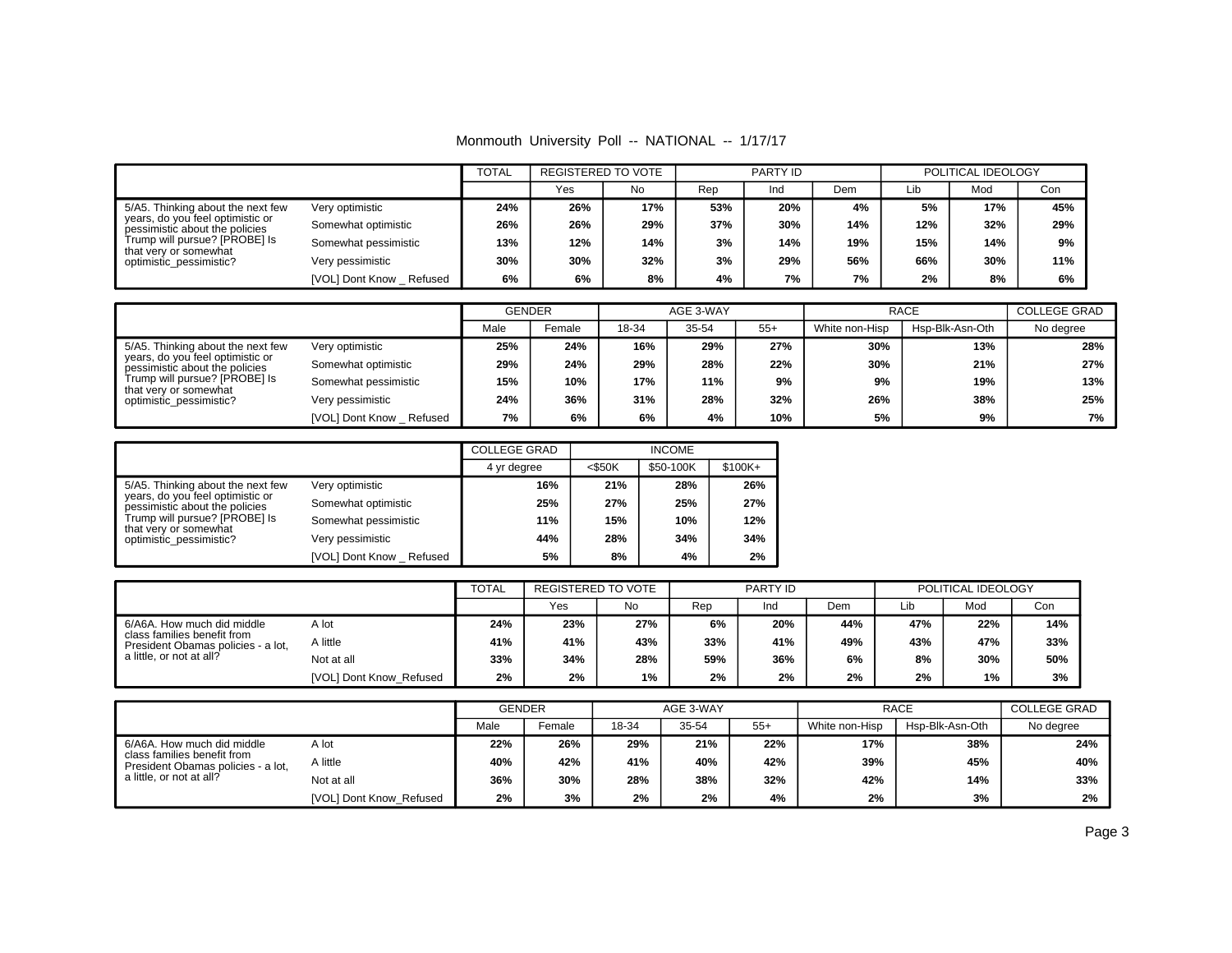Monmouth University Poll -- NATIONAL -- 1/17/17

| | | TOTAL | REGISTERED TO VOTE | | PARTY ID | | | POLITICAL IDEOLOGY | | |
|---|---|---|---|---|---|---|---|---|---|---|
| | | | Yes | No | Rep | Ind | Dem | Lib | Mod | Con |
| 5/A5. Thinking about the next few years, do you feel optimistic or pessimistic about the policies Trump will pursue? [PROBE] Is that very or somewhat optimistic_pessimistic? | Very optimistic | 24% | 26% | 17% | 53% | 20% | 4% | 5% | 17% | 45% |
| | Somewhat optimistic | 26% | 26% | 29% | 37% | 30% | 14% | 12% | 32% | 29% |
| | Somewhat pessimistic | 13% | 12% | 14% | 3% | 14% | 19% | 15% | 14% | 9% |
| | Very pessimistic | 30% | 30% | 32% | 3% | 29% | 56% | 66% | 30% | 11% |
| | [VOL] Dont Know _ Refused | 6% | 6% | 8% | 4% | 7% | 7% | 2% | 8% | 6% |

| | | GENDER | | AGE 3-WAY | | | RACE | | COLLEGE GRAD |
|---|---|---|---|---|---|---|---|---|---|
| | | Male | Female | 18-34 | 35-54 | 55+ | White non-Hisp | Hsp-Blk-Asn-Oth | No degree |
| 5/A5. Thinking about the next few years, do you feel optimistic or pessimistic about the policies Trump will pursue? [PROBE] Is that very or somewhat optimistic_pessimistic? | Very optimistic | 25% | 24% | 16% | 29% | 27% | 30% | 13% | 28% |
| | Somewhat optimistic | 29% | 24% | 29% | 28% | 22% | 30% | 21% | 27% |
| | Somewhat pessimistic | 15% | 10% | 17% | 11% | 9% | 9% | 19% | 13% |
| | Very pessimistic | 24% | 36% | 31% | 28% | 32% | 26% | 38% | 25% |
| | [VOL] Dont Know _ Refused | 7% | 6% | 6% | 4% | 10% | 5% | 9% | 7% |

| | | COLLEGE GRAD | INCOME | | |
|---|---|---|---|---|---|
| | | 4 yr degree | <$50K | $50-100K | $100K+ |
| 5/A5. Thinking about the next few years, do you feel optimistic or pessimistic about the policies Trump will pursue? [PROBE] Is that very or somewhat optimistic_pessimistic? | Very optimistic | 16% | 21% | 28% | 26% |
| | Somewhat optimistic | 25% | 27% | 25% | 27% |
| | Somewhat pessimistic | 11% | 15% | 10% | 12% |
| | Very pessimistic | 44% | 28% | 34% | 34% |
| | [VOL] Dont Know _ Refused | 5% | 8% | 4% | 2% |

| | | TOTAL | REGISTERED TO VOTE | | PARTY ID | | | POLITICAL IDEOLOGY | | |
|---|---|---|---|---|---|---|---|---|---|---|
| | | | Yes | No | Rep | Ind | Dem | Lib | Mod | Con |
| 6/A6A. How much did middle class families benefit from President Obamas policies - a lot, a little, or not at all? | A lot | 24% | 23% | 27% | 6% | 20% | 44% | 47% | 22% | 14% |
| | A little | 41% | 41% | 43% | 33% | 41% | 49% | 43% | 47% | 33% |
| | Not at all | 33% | 34% | 28% | 59% | 36% | 6% | 8% | 30% | 50% |
| | [VOL] Dont Know_Refused | 2% | 2% | 1% | 2% | 2% | 2% | 2% | 1% | 3% |

| | | GENDER | | AGE 3-WAY | | | RACE | | COLLEGE GRAD |
|---|---|---|---|---|---|---|---|---|---|
| | | Male | Female | 18-34 | 35-54 | 55+ | White non-Hisp | Hsp-Blk-Asn-Oth | No degree |
| 6/A6A. How much did middle class families benefit from President Obamas policies - a lot, a little, or not at all? | A lot | 22% | 26% | 29% | 21% | 22% | 17% | 38% | 24% |
| | A little | 40% | 42% | 41% | 40% | 42% | 39% | 45% | 40% |
| | Not at all | 36% | 30% | 28% | 38% | 32% | 42% | 14% | 33% |
| | [VOL] Dont Know_Refused | 2% | 3% | 2% | 2% | 4% | 2% | 3% | 2% |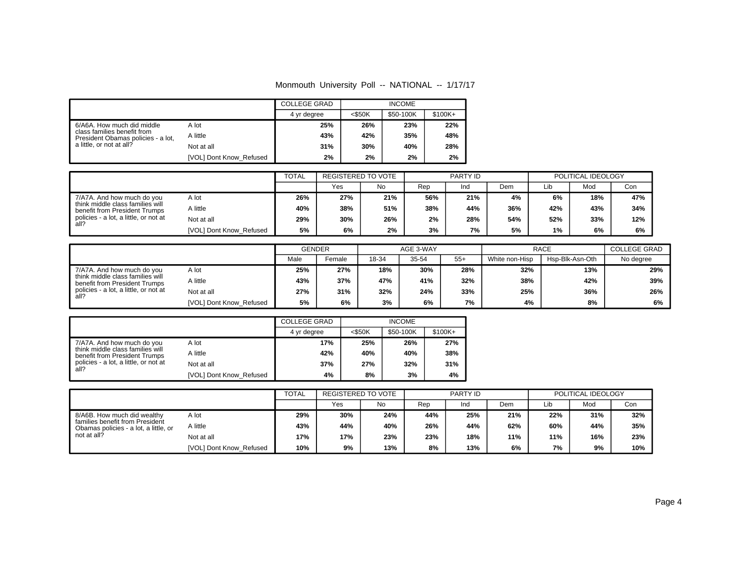# Monmouth University Poll -- NATIONAL -- 1/17/17

| | | COLLEGE GRAD | INCOME | | |
|---|---|---|---|---|---|
| | | 4 yr degree | <$50K | $50-100K | $100K+ |
| 6/A6A. How much did middle class families benefit from President Obamas policies - a lot, a little, or not at all? | A lot | 25% | 26% | 23% | 22% |
| | A little | 43% | 42% | 35% | 48% |
| | Not at all | 31% | 30% | 40% | 28% |
| | [VOL] Dont Know_Refused | 2% | 2% | 2% | 2% |

| | | TOTAL | REGISTERED TO VOTE | | PARTY ID | | | POLITICAL IDEOLOGY | | |
|---|---|---|---|---|---|---|---|---|---|---|
| | | | Yes | No | Rep | Ind | Dem | Lib | Mod | Con |
| 7/A7A. And how much do you think middle class families will benefit from President Trumps policies - a lot, a little, or not at all? | A lot | 26% | 27% | 21% | 56% | 21% | 4% | 6% | 18% | 47% |
| | A little | 40% | 38% | 51% | 38% | 44% | 36% | 42% | 43% | 34% |
| | Not at all | 29% | 30% | 26% | 2% | 28% | 54% | 52% | 33% | 12% |
| | [VOL] Dont Know_Refused | 5% | 6% | 2% | 3% | 7% | 5% | 1% | 6% | 6% |

| | | GENDER | | AGE 3-WAY | | | RACE | | COLLEGE GRAD |
|---|---|---|---|---|---|---|---|---|---|
| | | Male | Female | 18-34 | 35-54 | 55+ | White non-Hisp | Hsp-Blk-Asn-Oth | No degree |
| 7/A7A. And how much do you think middle class families will benefit from President Trumps policies - a lot, a little, or not at all? | A lot | 25% | 27% | 18% | 30% | 28% | 32% | 13% | 29% |
| | A little | 43% | 37% | 47% | 41% | 32% | 38% | 42% | 39% |
| | Not at all | 27% | 31% | 32% | 24% | 33% | 25% | 36% | 26% |
| | [VOL] Dont Know_Refused | 5% | 6% | 3% | 6% | 7% | 4% | 8% | 6% |

| | | COLLEGE GRAD | INCOME | | |
|---|---|---|---|---|---|
| | | 4 yr degree | <$50K | $50-100K | $100K+ |
| 7/A7A. And how much do you think middle class families will benefit from President Trumps policies - a lot, a little, or not at all? | A lot | 17% | 25% | 26% | 27% |
| | A little | 42% | 40% | 40% | 38% |
| | Not at all | 37% | 27% | 32% | 31% |
| | [VOL] Dont Know_Refused | 4% | 8% | 3% | 4% |

| | | TOTAL | REGISTERED TO VOTE | | PARTY ID | | | POLITICAL IDEOLOGY | | |
|---|---|---|---|---|---|---|---|---|---|---|
| | | | Yes | No | Rep | Ind | Dem | Lib | Mod | Con |
| 8/A6B. How much did wealthy families benefit from President Obamas policies - a lot, a little, or not at all? | A lot | 29% | 30% | 24% | 44% | 25% | 21% | 22% | 31% | 32% |
| | A little | 43% | 44% | 40% | 26% | 44% | 62% | 60% | 44% | 35% |
| | Not at all | 17% | 17% | 23% | 23% | 18% | 11% | 11% | 16% | 23% |
| | [VOL] Dont Know_Refused | 10% | 9% | 13% | 8% | 13% | 6% | 7% | 9% | 10% |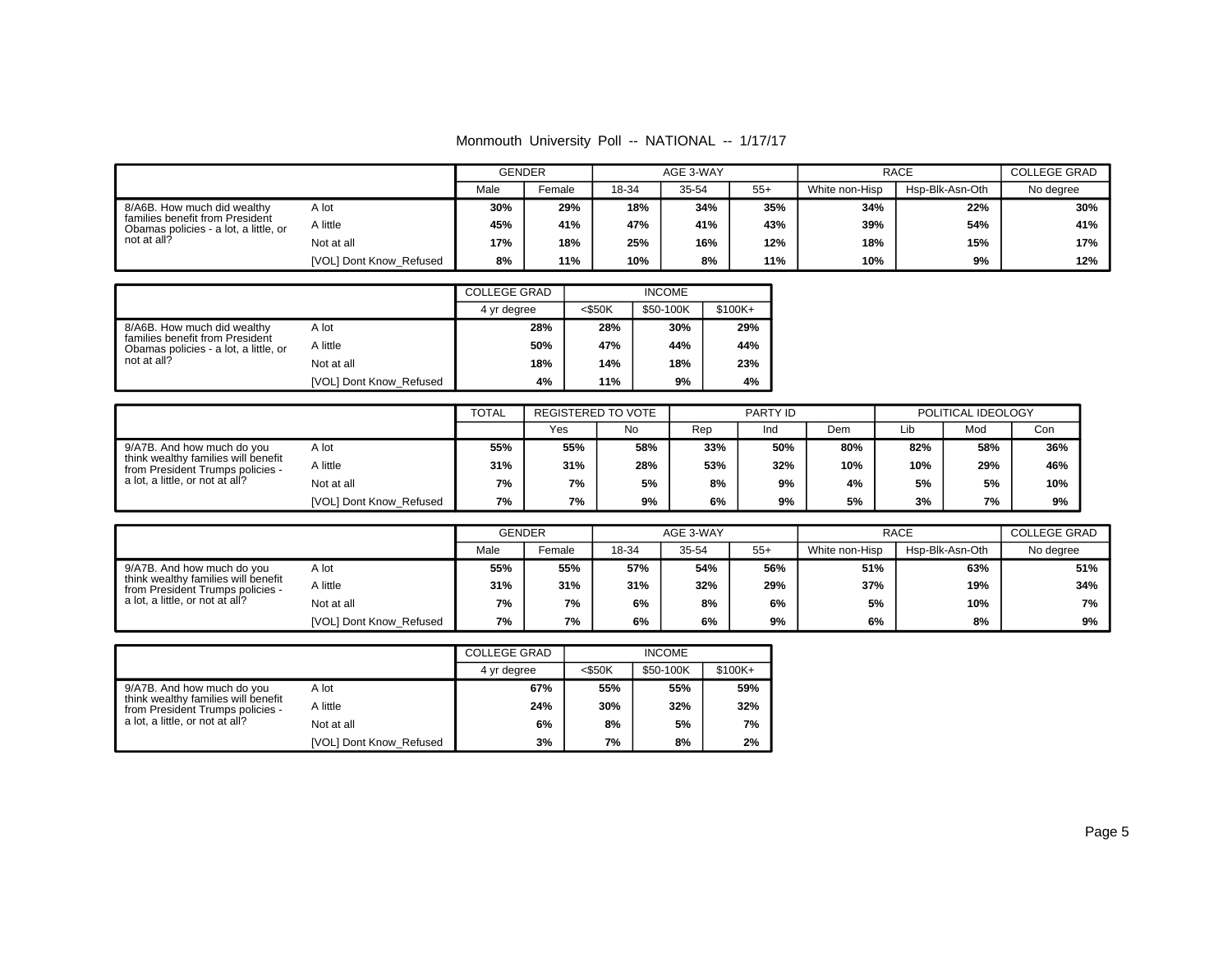Monmouth University Poll -- NATIONAL -- 1/17/17

| | | GENDER | | AGE 3-WAY | | | RACE | | COLLEGE GRAD |
|---|---|---|---|---|---|---|---|---|---|
| | | Male | Female | 18-34 | 35-54 | 55+ | White non-Hisp | Hsp-Blk-Asn-Oth | No degree |
| 8/A6B. How much did wealthy families benefit from President Obamas policies - a lot, a little, or not at all? | A lot | 30% | 29% | 18% | 34% | 35% | 34% | 22% | 30% |
| | A little | 45% | 41% | 47% | 41% | 43% | 39% | 54% | 41% |
| | Not at all | 17% | 18% | 25% | 16% | 12% | 18% | 15% | 17% |
| | [VOL] Dont Know_Refused | 8% | 11% | 10% | 8% | 11% | 10% | 9% | 12% |

| | | COLLEGE GRAD | INCOME | | |
|---|---|---|---|---|---|
| | | 4 yr degree | <$50K | $50-100K | $100K+ |
| 8/A6B. How much did wealthy families benefit from President Obamas policies - a lot, a little, or not at all? | A lot | 28% | 28% | 30% | 29% |
| | A little | 50% | 47% | 44% | 44% |
| | Not at all | 18% | 14% | 18% | 23% |
| | [VOL] Dont Know_Refused | 4% | 11% | 9% | 4% |

| | | TOTAL | REGISTERED TO VOTE | | PARTY ID | | | POLITICAL IDEOLOGY | | |
|---|---|---|---|---|---|---|---|---|---|---|
| | | | Yes | No | Rep | Ind | Dem | Lib | Mod | Con |
| 9/A7B. And how much do you think wealthy families will benefit from President Trumps policies - a lot, a little, or not at all? | A lot | 55% | 55% | 58% | 33% | 50% | 80% | 82% | 58% | 36% |
| | A little | 31% | 31% | 28% | 53% | 32% | 10% | 10% | 29% | 46% |
| | Not at all | 7% | 7% | 5% | 8% | 9% | 4% | 5% | 5% | 10% |
| | [VOL] Dont Know_Refused | 7% | 7% | 9% | 6% | 9% | 5% | 3% | 7% | 9% |

| | | GENDER | | AGE 3-WAY | | | RACE | | COLLEGE GRAD |
|---|---|---|---|---|---|---|---|---|---|
| | | Male | Female | 18-34 | 35-54 | 55+ | White non-Hisp | Hsp-Blk-Asn-Oth | No degree |
| 9/A7B. And how much do you think wealthy families will benefit from President Trumps policies - a lot, a little, or not at all? | A lot | 55% | 55% | 57% | 54% | 56% | 51% | 63% | 51% |
| | A little | 31% | 31% | 31% | 32% | 29% | 37% | 19% | 34% |
| | Not at all | 7% | 7% | 6% | 8% | 6% | 5% | 10% | 7% |
| | [VOL] Dont Know_Refused | 7% | 7% | 6% | 6% | 9% | 6% | 8% | 9% |

| | | COLLEGE GRAD | INCOME | | |
|---|---|---|---|---|---|
| | | 4 yr degree | <$50K | $50-100K | $100K+ |
| 9/A7B. And how much do you think wealthy families will benefit from President Trumps policies - a lot, a little, or not at all? | A lot | 67% | 55% | 55% | 59% |
| | A little | 24% | 30% | 32% | 32% |
| | Not at all | 6% | 8% | 5% | 7% |
| | [VOL] Dont Know_Refused | 3% | 7% | 8% | 2% |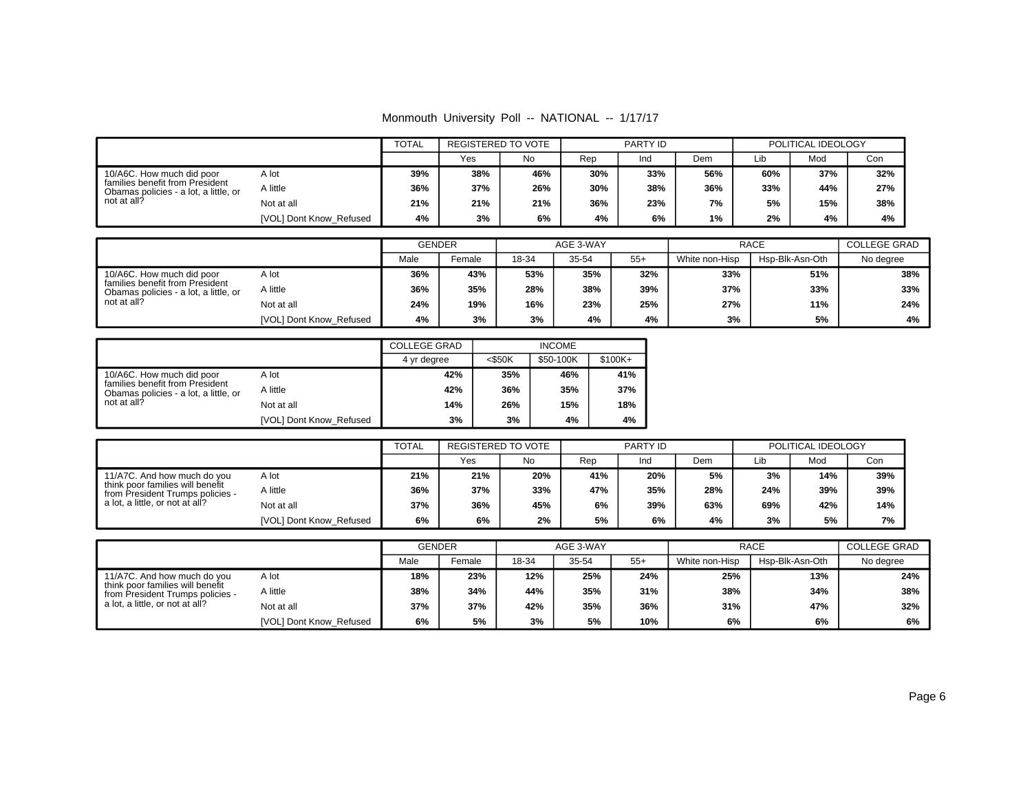Monmouth University Poll -- NATIONAL -- 1/17/17

| | | TOTAL | REGISTERED TO VOTE | | PARTY ID | | | POLITICAL IDEOLOGY | | |
|---|---|---|---|---|---|---|---|---|---|---|
| | | | Yes | No | Rep | Ind | Dem | Lib | Mod | Con |
| 10/A6C. How much did poor families benefit from President Obamas policies - a lot, a little, or not at all? | A lot | 39% | 38% | 46% | 30% | 33% | 56% | 60% | 37% | 32% |
| | A little | 36% | 37% | 26% | 30% | 38% | 36% | 33% | 44% | 27% |
| | Not at all | 21% | 21% | 21% | 36% | 23% | 7% | 5% | 15% | 38% |
| | [VOL] Dont Know_Refused | 4% | 3% | 6% | 4% | 6% | 1% | 2% | 4% | 4% |

| | | GENDER | | AGE 3-WAY | | | RACE | | COLLEGE GRAD |
|---|---|---|---|---|---|---|---|---|---|
| | | Male | Female | 18-34 | 35-54 | 55+ | White non-Hisp | Hsp-Blk-Asn-Oth | No degree |
| 10/A6C. How much did poor families benefit from President Obamas policies - a lot, a little, or not at all? | A lot | 36% | 43% | 53% | 35% | 32% | 33% | 51% | 38% |
| | A little | 36% | 35% | 28% | 38% | 39% | 37% | 33% | 33% |
| | Not at all | 24% | 19% | 16% | 23% | 25% | 27% | 11% | 24% |
| | [VOL] Dont Know_Refused | 4% | 3% | 3% | 4% | 4% | 3% | 5% | 4% |

| | | COLLEGE GRAD | INCOME | | |
|---|---|---|---|---|---|
| | | 4 yr degree | <$50K | $50-100K | $100K+ |
| 10/A6C. How much did poor families benefit from President Obamas policies - a lot, a little, or not at all? | A lot | 42% | 35% | 46% | 41% |
| | A little | 42% | 36% | 35% | 37% |
| | Not at all | 14% | 26% | 15% | 18% |
| | [VOL] Dont Know_Refused | 3% | 3% | 4% | 4% |

| | | TOTAL | REGISTERED TO VOTE | | PARTY ID | | | POLITICAL IDEOLOGY | | |
|---|---|---|---|---|---|---|---|---|---|---|
| | | | Yes | No | Rep | Ind | Dem | Lib | Mod | Con |
| 11/A7C. And how much do you think poor families will benefit from President Trumps policies - a lot, a little, or not at all? | A lot | 21% | 21% | 20% | 41% | 20% | 5% | 3% | 14% | 39% |
| | A little | 36% | 37% | 33% | 47% | 35% | 28% | 24% | 39% | 39% |
| | Not at all | 37% | 36% | 45% | 6% | 39% | 63% | 69% | 42% | 14% |
| | [VOL] Dont Know_Refused | 6% | 6% | 2% | 5% | 6% | 4% | 3% | 5% | 7% |

| | | GENDER | | AGE 3-WAY | | | RACE | | COLLEGE GRAD |
|---|---|---|---|---|---|---|---|---|---|
| | | Male | Female | 18-34 | 35-54 | 55+ | White non-Hisp | Hsp-Blk-Asn-Oth | No degree |
| 11/A7C. And how much do you think poor families will benefit from President Trumps policies - a lot, a little, or not at all? | A lot | 18% | 23% | 12% | 25% | 24% | 25% | 13% | 24% |
| | A little | 38% | 34% | 44% | 35% | 31% | 38% | 34% | 38% |
| | Not at all | 37% | 37% | 42% | 35% | 36% | 31% | 47% | 32% |
| | [VOL] Dont Know_Refused | 6% | 5% | 3% | 5% | 10% | 6% | 6% | 6% |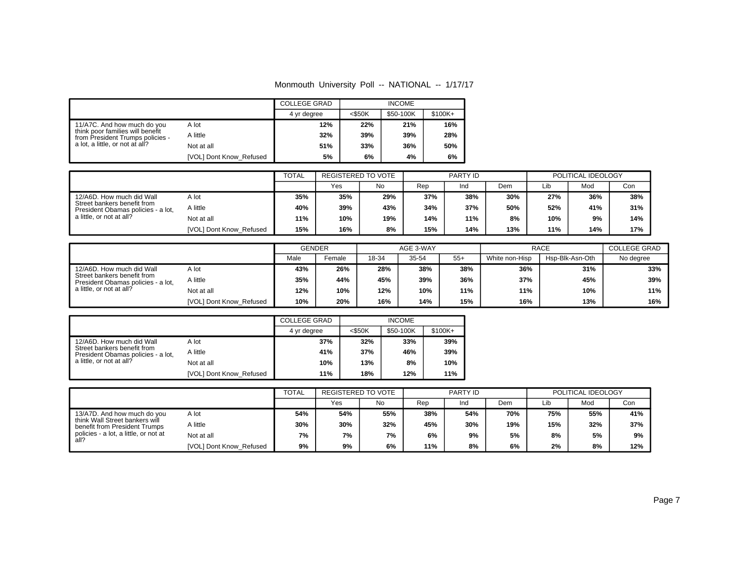Monmouth University Poll -- NATIONAL -- 1/17/17

| | | COLLEGE GRAD | INCOME | | |
|---|---|---|---|---|---|
| | | 4 yr degree | <$50K | $50-100K | $100K+ |
| 11/A7C. And how much do you think poor families will benefit from President Trumps policies - a lot, a little, or not at all? | A lot | 12% | 22% | 21% | 16% |
| | A little | 32% | 39% | 39% | 28% |
| | Not at all | 51% | 33% | 36% | 50% |
| | [VOL] Dont Know_Refused | 5% | 6% | 4% | 6% |

| | | TOTAL | REGISTERED TO VOTE | | PARTY ID | | | POLITICAL IDEOLOGY | | |
|---|---|---|---|---|---|---|---|---|---|---|
| | | | Yes | No | Rep | Ind | Dem | Lib | Mod | Con |
| 12/A6D. How much did Wall Street bankers benefit from President Obamas policies - a lot, a little, or not at all? | A lot | 35% | 35% | 29% | 37% | 38% | 30% | 27% | 36% | 38% |
| | A little | 40% | 39% | 43% | 34% | 37% | 50% | 52% | 41% | 31% |
| | Not at all | 11% | 10% | 19% | 14% | 11% | 8% | 10% | 9% | 14% |
| | [VOL] Dont Know_Refused | 15% | 16% | 8% | 15% | 14% | 13% | 11% | 14% | 17% |

| | | GENDER | | AGE 3-WAY | | | RACE | | COLLEGE GRAD |
|---|---|---|---|---|---|---|---|---|---|
| | | Male | Female | 18-34 | 35-54 | 55+ | White non-Hisp | Hsp-Blk-Asn-Oth | No degree |
| 12/A6D. How much did Wall Street bankers benefit from President Obamas policies - a lot, a little, or not at all? | A lot | 43% | 26% | 28% | 38% | 38% | 36% | 31% | 33% |
| | A little | 35% | 44% | 45% | 39% | 36% | 37% | 45% | 39% |
| | Not at all | 12% | 10% | 12% | 10% | 11% | 11% | 10% | 11% |
| | [VOL] Dont Know_Refused | 10% | 20% | 16% | 14% | 15% | 16% | 13% | 16% |

| | | COLLEGE GRAD | INCOME | | |
|---|---|---|---|---|---|
| | | 4 yr degree | <$50K | $50-100K | $100K+ |
| 12/A6D. How much did Wall Street bankers benefit from President Obamas policies - a lot, a little, or not at all? | A lot | 37% | 32% | 33% | 39% |
| | A little | 41% | 37% | 46% | 39% |
| | Not at all | 10% | 13% | 8% | 10% |
| | [VOL] Dont Know_Refused | 11% | 18% | 12% | 11% |

| | | TOTAL | REGISTERED TO VOTE | | PARTY ID | | | POLITICAL IDEOLOGY | | |
|---|---|---|---|---|---|---|---|---|---|---|
| | | | Yes | No | Rep | Ind | Dem | Lib | Mod | Con |
| 13/A7D. And how much do you think Wall Street bankers will benefit from President Trumps policies - a lot, a little, or not at all? | A lot | 54% | 54% | 55% | 38% | 54% | 70% | 75% | 55% | 41% |
| | A little | 30% | 30% | 32% | 45% | 30% | 19% | 15% | 32% | 37% |
| | Not at all | 7% | 7% | 7% | 6% | 9% | 5% | 8% | 5% | 9% |
| | [VOL] Dont Know_Refused | 9% | 9% | 6% | 11% | 8% | 6% | 2% | 8% | 12% |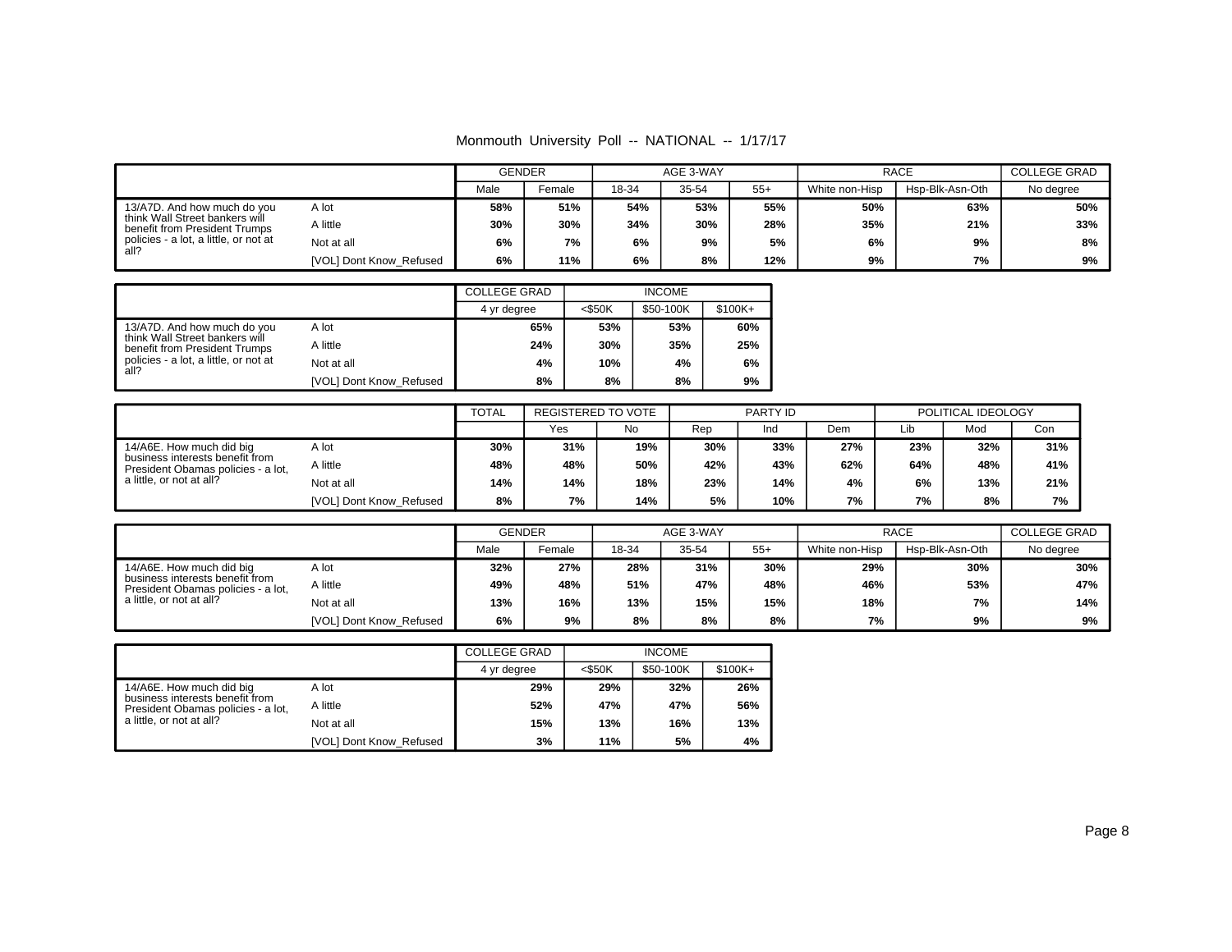Monmouth University Poll -- NATIONAL -- 1/17/17

| | | GENDER | | AGE 3-WAY | | | RACE | | COLLEGE GRAD |
|---|---|---|---|---|---|---|---|---|---|
| | | Male | Female | 18-34 | 35-54 | 55+ | White non-Hisp | Hsp-Blk-Asn-Oth | No degree |
| 13/A7D. And how much do you think Wall Street bankers will benefit from President Trumps policies - a lot, a little, or not at all? | A lot | 58% | 51% | 54% | 53% | 55% | 50% | 63% | 50% |
| | A little | 30% | 30% | 34% | 30% | 28% | 35% | 21% | 33% |
| | Not at all | 6% | 7% | 6% | 9% | 5% | 6% | 9% | 8% |
| | [VOL] Dont Know_Refused | 6% | 11% | 6% | 8% | 12% | 9% | 7% | 9% |

| | | COLLEGE GRAD | INCOME | | |
|---|---|---|---|---|---|
| | | 4 yr degree | <$50K | $50-100K | $100K+ |
| 13/A7D. And how much do you think Wall Street bankers will benefit from President Trumps policies - a lot, a little, or not at all? | A lot | 65% | 53% | 53% | 60% |
| | A little | 24% | 30% | 35% | 25% |
| | Not at all | 4% | 10% | 4% | 6% |
| | [VOL] Dont Know_Refused | 8% | 8% | 8% | 9% |

| | | TOTAL | REGISTERED TO VOTE | | PARTY ID | | | POLITICAL IDEOLOGY | | |
|---|---|---|---|---|---|---|---|---|---|---|
| | | | Yes | No | Rep | Ind | Dem | Lib | Mod | Con |
| 14/A6E. How much did big business interests benefit from President Obamas policies - a lot, a little, or not at all? | A lot | 30% | 31% | 19% | 30% | 33% | 27% | 23% | 32% | 31% |
| | A little | 48% | 48% | 50% | 42% | 43% | 62% | 64% | 48% | 41% |
| | Not at all | 14% | 14% | 18% | 23% | 14% | 4% | 6% | 13% | 21% |
| | [VOL] Dont Know_Refused | 8% | 7% | 14% | 5% | 10% | 7% | 7% | 8% | 7% |

| | | GENDER | | AGE 3-WAY | | | RACE | | COLLEGE GRAD |
|---|---|---|---|---|---|---|---|---|---|
| | | Male | Female | 18-34 | 35-54 | 55+ | White non-Hisp | Hsp-Blk-Asn-Oth | No degree |
| 14/A6E. How much did big business interests benefit from President Obamas policies - a lot, a little, or not at all? | A lot | 32% | 27% | 28% | 31% | 30% | 29% | 30% | 30% |
| | A little | 49% | 48% | 51% | 47% | 48% | 46% | 53% | 47% |
| | Not at all | 13% | 16% | 13% | 15% | 15% | 18% | 7% | 14% |
| | [VOL] Dont Know_Refused | 6% | 9% | 8% | 8% | 8% | 7% | 9% | 9% |

| | | COLLEGE GRAD | INCOME | | |
|---|---|---|---|---|---|
| | | 4 yr degree | <$50K | $50-100K | $100K+ |
| 14/A6E. How much did big business interests benefit from President Obamas policies - a lot, a little, or not at all? | A lot | 29% | 29% | 32% | 26% |
| | A little | 52% | 47% | 47% | 56% |
| | Not at all | 15% | 13% | 16% | 13% |
| | [VOL] Dont Know_Refused | 3% | 11% | 5% | 4% |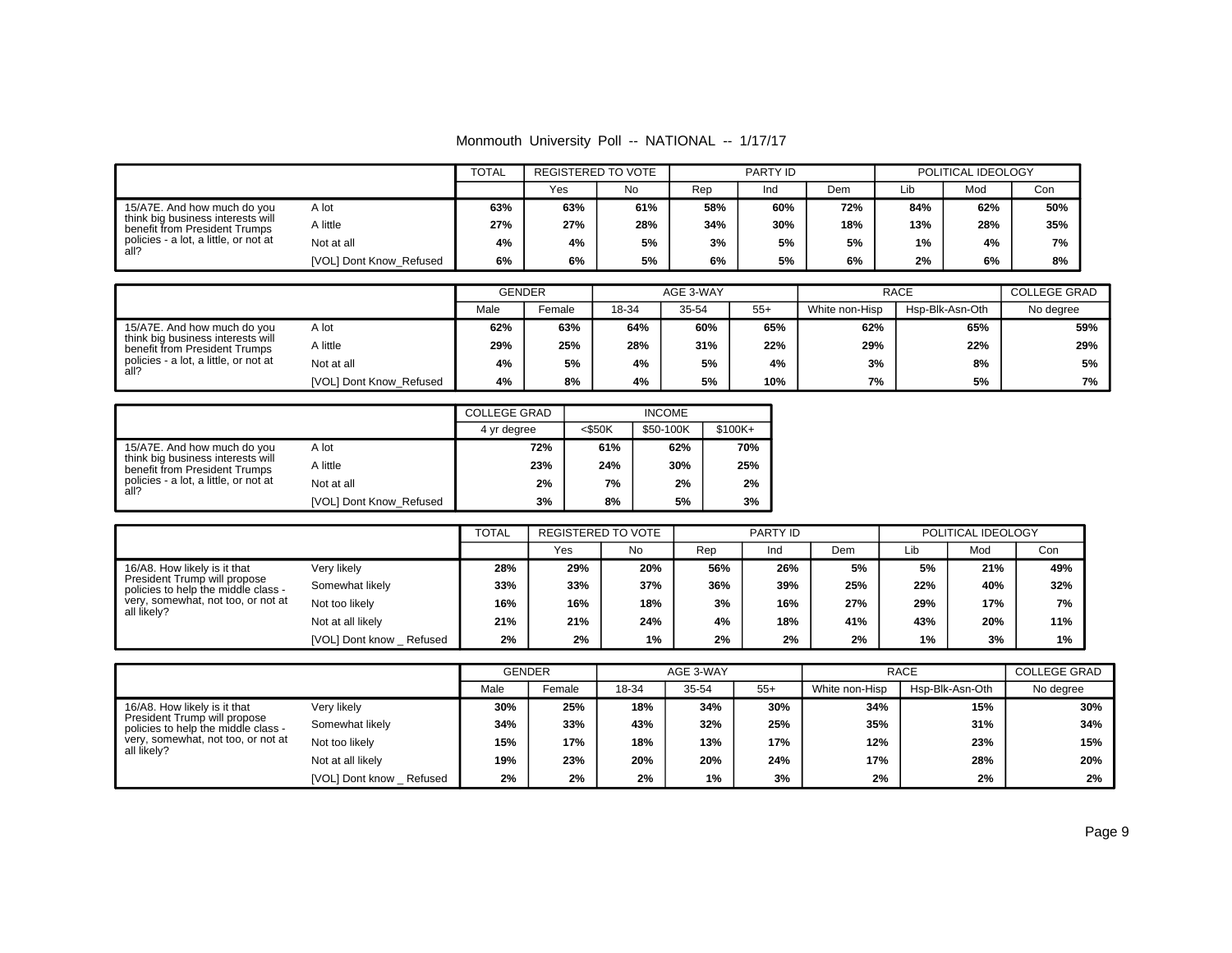Monmouth University Poll -- NATIONAL -- 1/17/17

| | | TOTAL | REGISTERED TO VOTE | | PARTY ID | | | POLITICAL IDEOLOGY | | |
|---|---|---|---|---|---|---|---|---|---|---|
| | | | Yes | No | Rep | Ind | Dem | Lib | Mod | Con |
| 15/A7E. And how much do you think big business interests will benefit from President Trumps policies - a lot, a little, or not at all? | A lot | 63% | 63% | 61% | 58% | 60% | 72% | 84% | 62% | 50% |
| | A little | 27% | 27% | 28% | 34% | 30% | 18% | 13% | 28% | 35% |
| | Not at all | 4% | 4% | 5% | 3% | 5% | 5% | 1% | 4% | 7% |
| | [VOL] Dont Know_Refused | 6% | 6% | 5% | 6% | 5% | 6% | 2% | 6% | 8% |

| | | GENDER | | AGE 3-WAY | | | RACE | | COLLEGE GRAD |
|---|---|---|---|---|---|---|---|---|---|
| | | Male | Female | 18-34 | 35-54 | 55+ | White non-Hisp | Hsp-Blk-Asn-Oth | No degree |
| 15/A7E. And how much do you think big business interests will benefit from President Trumps policies - a lot, a little, or not at all? | A lot | 62% | 63% | 64% | 60% | 65% | 62% | 65% | 59% |
| | A little | 29% | 25% | 28% | 31% | 22% | 29% | 22% | 29% |
| | Not at all | 4% | 5% | 4% | 5% | 4% | 3% | 8% | 5% |
| | [VOL] Dont Know_Refused | 4% | 8% | 4% | 5% | 10% | 7% | 5% | 7% |

| | | COLLEGE GRAD | INCOME | | |
|---|---|---|---|---|---|
| | | 4 yr degree | <$50K | $50-100K | $100K+ |
| 15/A7E. And how much do you think big business interests will benefit from President Trumps policies - a lot, a little, or not at all? | A lot | 72% | 61% | 62% | 70% |
| | A little | 23% | 24% | 30% | 25% |
| | Not at all | 2% | 7% | 2% | 2% |
| | [VOL] Dont Know_Refused | 3% | 8% | 5% | 3% |

| | | TOTAL | REGISTERED TO VOTE | | PARTY ID | | | POLITICAL IDEOLOGY | | |
|---|---|---|---|---|---|---|---|---|---|---|
| | | | Yes | No | Rep | Ind | Dem | Lib | Mod | Con |
| 16/A8. How likely is it that President Trump will propose policies to help the middle class - very, somewhat, not too, or not at all likely? | Very likely | 28% | 29% | 20% | 56% | 26% | 5% | 5% | 21% | 49% |
| | Somewhat likely | 33% | 33% | 37% | 36% | 39% | 25% | 22% | 40% | 32% |
| | Not too likely | 16% | 16% | 18% | 3% | 16% | 27% | 29% | 17% | 7% |
| | Not at all likely | 21% | 21% | 24% | 4% | 18% | 41% | 43% | 20% | 11% |
| | [VOL] Dont know _ Refused | 2% | 2% | 1% | 2% | 2% | 2% | 1% | 3% | 1% |

| | | GENDER | | AGE 3-WAY | | | RACE | | COLLEGE GRAD |
|---|---|---|---|---|---|---|---|---|---|
| | | Male | Female | 18-34 | 35-54 | 55+ | White non-Hisp | Hsp-Blk-Asn-Oth | No degree |
| 16/A8. How likely is it that President Trump will propose policies to help the middle class - very, somewhat, not too, or not at all likely? | Very likely | 30% | 25% | 18% | 34% | 30% | 34% | 15% | 30% |
| | Somewhat likely | 34% | 33% | 43% | 32% | 25% | 35% | 31% | 34% |
| | Not too likely | 15% | 17% | 18% | 13% | 17% | 12% | 23% | 15% |
| | Not at all likely | 19% | 23% | 20% | 20% | 24% | 17% | 28% | 20% |
| | [VOL] Dont know _ Refused | 2% | 2% | 2% | 1% | 3% | 2% | 2% | 2% |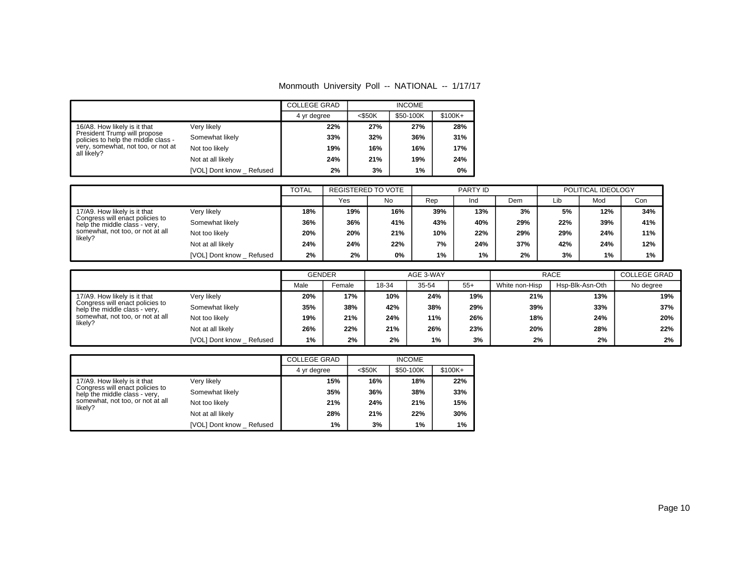Monmouth University Poll -- NATIONAL -- 1/17/17

| | | COLLEGE GRAD | INCOME | | |
|---|---|---|---|---|---|
| | | 4 yr degree | <$50K | $50-100K | $100K+ |
| 16/A8. How likely is it that President Trump will propose policies to help the middle class - very, somewhat, not too, or not at all likely? | Very likely | 22% | 27% | 27% | 28% |
| | Somewhat likely | 33% | 32% | 36% | 31% |
| | Not too likely | 19% | 16% | 16% | 17% |
| | Not at all likely | 24% | 21% | 19% | 24% |
| | [VOL] Dont know _ Refused | 2% | 3% | 1% | 0% |

| | | TOTAL | REGISTERED TO VOTE | | PARTY ID | | | POLITICAL IDEOLOGY | | |
|---|---|---|---|---|---|---|---|---|---|---|
| | | | Yes | No | Rep | Ind | Dem | Lib | Mod | Con |
| 17/A9. How likely is it that Congress will enact policies to help the middle class - very, somewhat, not too, or not at all likely? | Very likely | 18% | 19% | 16% | 39% | 13% | 3% | 5% | 12% | 34% |
| | Somewhat likely | 36% | 36% | 41% | 43% | 40% | 29% | 22% | 39% | 41% |
| | Not too likely | 20% | 20% | 21% | 10% | 22% | 29% | 29% | 24% | 11% |
| | Not at all likely | 24% | 24% | 22% | 7% | 24% | 37% | 42% | 24% | 12% |
| | [VOL] Dont know _ Refused | 2% | 2% | 0% | 1% | 1% | 2% | 3% | 1% | 1% |

| | | GENDER | | AGE 3-WAY | | | RACE | | COLLEGE GRAD |
|---|---|---|---|---|---|---|---|---|---|
| | | Male | Female | 18-34 | 35-54 | 55+ | White non-Hisp | Hsp-Blk-Asn-Oth | No degree |
| 17/A9. How likely is it that Congress will enact policies to help the middle class - very, somewhat, not too, or not at all likely? | Very likely | 20% | 17% | 10% | 24% | 19% | 21% | 13% | 19% |
| | Somewhat likely | 35% | 38% | 42% | 38% | 29% | 39% | 33% | 37% |
| | Not too likely | 19% | 21% | 24% | 11% | 26% | 18% | 24% | 20% |
| | Not at all likely | 26% | 22% | 21% | 26% | 23% | 20% | 28% | 22% |
| | [VOL] Dont know _ Refused | 1% | 2% | 2% | 1% | 3% | 2% | 2% | 2% |

| | | COLLEGE GRAD | INCOME | | |
|---|---|---|---|---|---|
| | | 4 yr degree | <$50K | $50-100K | $100K+ |
| 17/A9. How likely is it that Congress will enact policies to help the middle class - very, somewhat, not too, or not at all likely? | Very likely | 15% | 16% | 18% | 22% |
| | Somewhat likely | 35% | 36% | 38% | 33% |
| | Not too likely | 21% | 24% | 21% | 15% |
| | Not at all likely | 28% | 21% | 22% | 30% |
| | [VOL] Dont know _ Refused | 1% | 3% | 1% | 1% |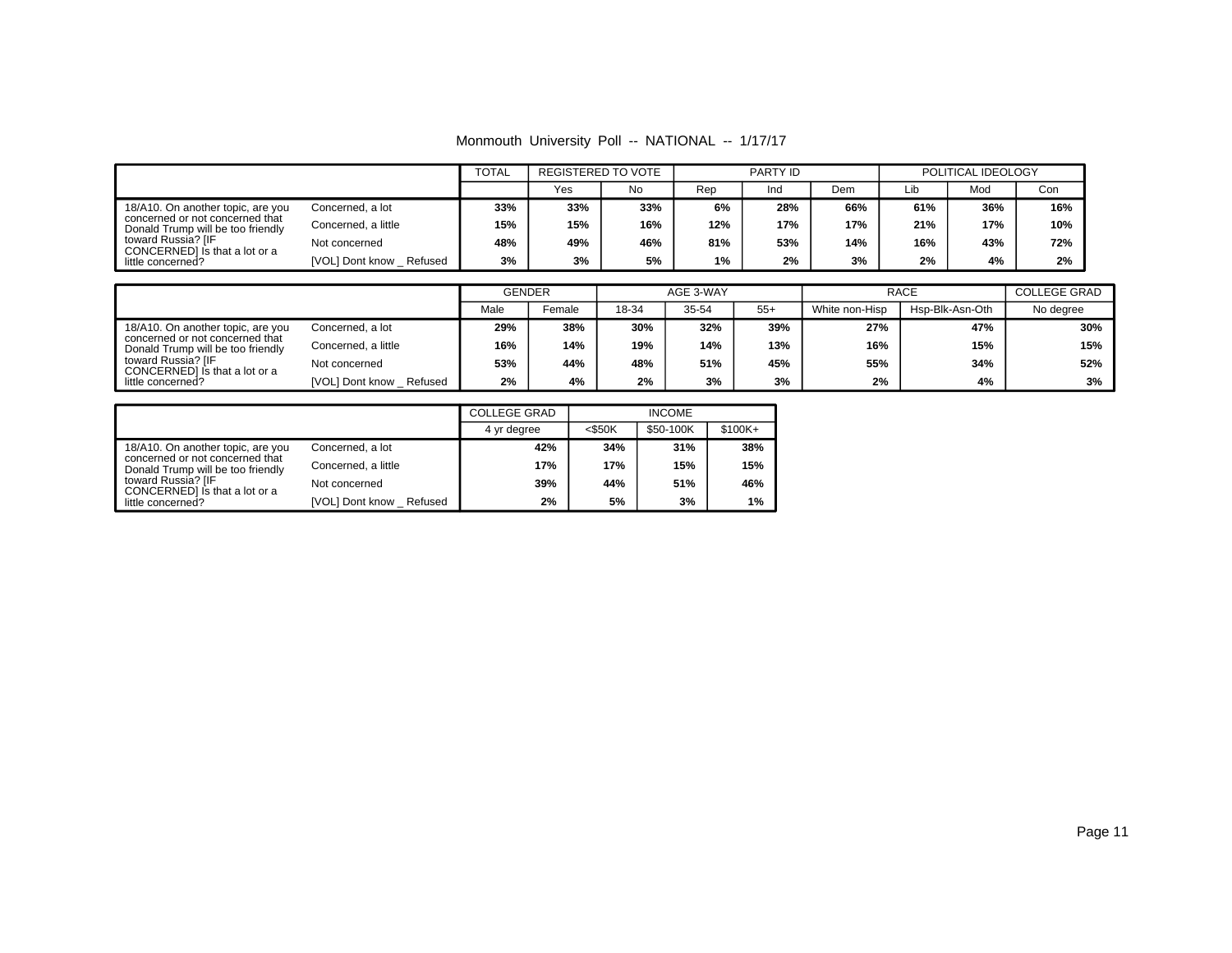Monmouth University Poll -- NATIONAL -- 1/17/17

| | | TOTAL | REGISTERED TO VOTE | | PARTY ID | | | POLITICAL IDEOLOGY | | |
|---|---|---|---|---|---|---|---|---|---|---|
| | | | Yes | No | Rep | Ind | Dem | Lib | Mod | Con |
| 18/A10. On another topic, are you concerned or not concerned that Donald Trump will be too friendly toward Russia? [IF CONCERNED] Is that a lot or a little concerned? | Concerned, a lot | **33%** | **33%** | **33%** | **6%** | **28%** | **66%** | **61%** | **36%** | **16%** |
| | Concerned, a little | **15%** | **15%** | **16%** | **12%** | **17%** | **17%** | **21%** | **17%** | **10%** |
| | Not concerned | **48%** | **49%** | **46%** | **81%** | **53%** | **14%** | **16%** | **43%** | **72%** |
| | [VOL] Dont know _ Refused | **3%** | **3%** | **5%** | **1%** | **2%** | **3%** | **2%** | **4%** | **2%** |

| | | GENDER | | AGE 3-WAY | | | RACE | | COLLEGE GRAD |
|---|---|---|---|---|---|---|---|---|---|
| | | Male | Female | 18-34 | 35-54 | 55+ | White non-Hisp | Hsp-Blk-Asn-Oth | No degree |
| 18/A10. On another topic, are you concerned or not concerned that Donald Trump will be too friendly toward Russia? [IF CONCERNED] Is that a lot or a little concerned? | Concerned, a lot | **29%** | **38%** | **30%** | **32%** | **39%** | **27%** | **47%** | **30%** |
| | Concerned, a little | **16%** | **14%** | **19%** | **14%** | **13%** | **16%** | **15%** | **15%** |
| | Not concerned | **53%** | **44%** | **48%** | **51%** | **45%** | **55%** | **34%** | **52%** |
| | [VOL] Dont know _ Refused | **2%** | **4%** | **2%** | **3%** | **3%** | **2%** | **4%** | **3%** |

| | | COLLEGE GRAD | INCOME | | |
|---|---|---|---|---|---|
| | | 4 yr degree | <$50K | $50-100K | $100K+ |
| 18/A10. On another topic, are you concerned or not concerned that Donald Trump will be too friendly toward Russia? [IF CONCERNED] Is that a lot or a little concerned? | Concerned, a lot | **42%** | **34%** | **31%** | **38%** |
| | Concerned, a little | **17%** | **17%** | **15%** | **15%** |
| | Not concerned | **39%** | **44%** | **51%** | **46%** |
| | [VOL] Dont know _ Refused | **2%** | **5%** | **3%** | **1%** |